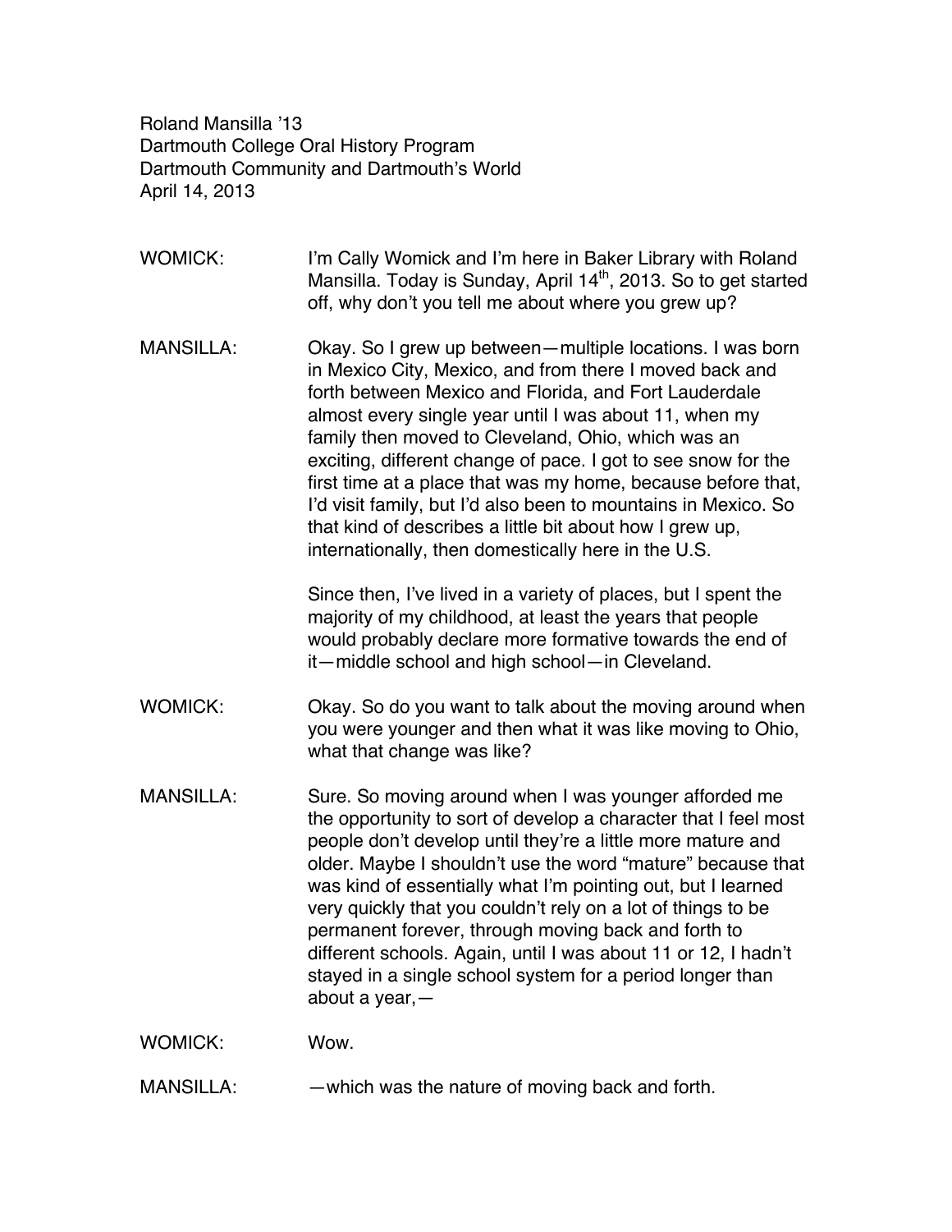Roland Mansilla '13
Dartmouth College Oral History Program
Dartmouth Community and Dartmouth's World
April 14, 2013

WOMICK: I'm Cally Womick and I'm here in Baker Library with Roland Mansilla. Today is Sunday, April 14th, 2013. So to get started off, why don't you tell me about where you grew up?

MANSILLA: Okay. So I grew up between—multiple locations. I was born in Mexico City, Mexico, and from there I moved back and forth between Mexico and Florida, and Fort Lauderdale almost every single year until I was about 11, when my family then moved to Cleveland, Ohio, which was an exciting, different change of pace. I got to see snow for the first time at a place that was my home, because before that, I'd visit family, but I'd also been to mountains in Mexico. So that kind of describes a little bit about how I grew up, internationally, then domestically here in the U.S.

Since then, I've lived in a variety of places, but I spent the majority of my childhood, at least the years that people would probably declare more formative towards the end of it—middle school and high school—in Cleveland.

WOMICK: Okay. So do you want to talk about the moving around when you were younger and then what it was like moving to Ohio, what that change was like?

MANSILLA: Sure. So moving around when I was younger afforded me the opportunity to sort of develop a character that I feel most people don't develop until they're a little more mature and older. Maybe I shouldn't use the word "mature" because that was kind of essentially what I'm pointing out, but I learned very quickly that you couldn't rely on a lot of things to be permanent forever, through moving back and forth to different schools. Again, until I was about 11 or 12, I hadn't stayed in a single school system for a period longer than about a year,—

WOMICK: Wow.

MANSILLA: —which was the nature of moving back and forth.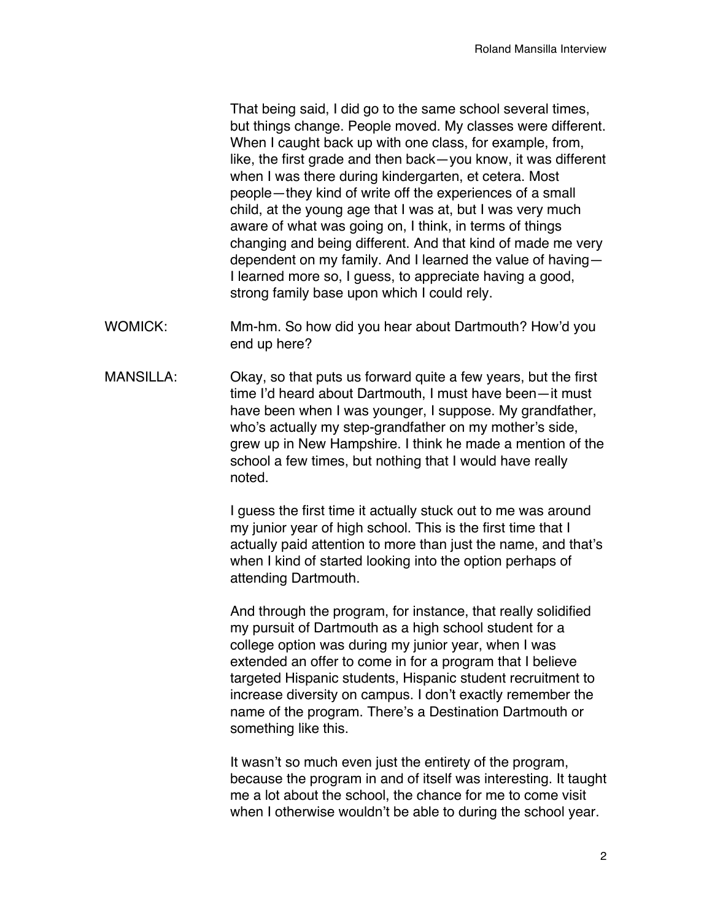That being said, I did go to the same school several times, but things change. People moved. My classes were different. When I caught back up with one class, for example, from, like, the first grade and then back—you know, it was different when I was there during kindergarten, et cetera. Most people—they kind of write off the experiences of a small child, at the young age that I was at, but I was very much aware of what was going on, I think, in terms of things changing and being different. And that kind of made me very dependent on my family. And I learned the value of having—I learned more so, I guess, to appreciate having a good, strong family base upon which I could rely.

WOMICK: Mm-hm. So how did you hear about Dartmouth? How'd you end up here?

MANSILLA: Okay, so that puts us forward quite a few years, but the first time I'd heard about Dartmouth, I must have been—it must have been when I was younger, I suppose. My grandfather, who's actually my step-grandfather on my mother's side, grew up in New Hampshire. I think he made a mention of the school a few times, but nothing that I would have really noted.

I guess the first time it actually stuck out to me was around my junior year of high school. This is the first time that I actually paid attention to more than just the name, and that's when I kind of started looking into the option perhaps of attending Dartmouth.

And through the program, for instance, that really solidified my pursuit of Dartmouth as a high school student for a college option was during my junior year, when I was extended an offer to come in for a program that I believe targeted Hispanic students, Hispanic student recruitment to increase diversity on campus. I don't exactly remember the name of the program. There's a Destination Dartmouth or something like this.

It wasn't so much even just the entirety of the program, because the program in and of itself was interesting. It taught me a lot about the school, the chance for me to come visit when I otherwise wouldn't be able to during the school year.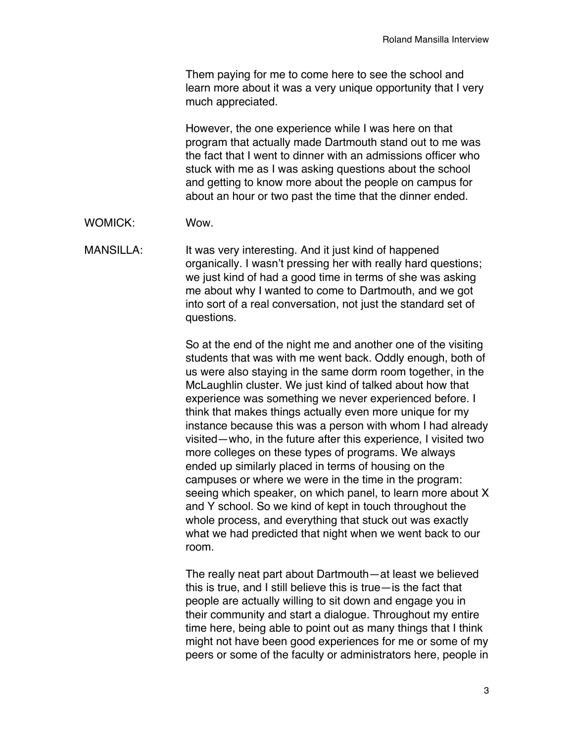Them paying for me to come here to see the school and learn more about it was a very unique opportunity that I very much appreciated.

However, the one experience while I was here on that program that actually made Dartmouth stand out to me was the fact that I went to dinner with an admissions officer who stuck with me as I was asking questions about the school and getting to know more about the people on campus for about an hour or two past the time that the dinner ended.

WOMICK: Wow.

MANSILLA: It was very interesting. And it just kind of happened organically. I wasn't pressing her with really hard questions; we just kind of had a good time in terms of she was asking me about why I wanted to come to Dartmouth, and we got into sort of a real conversation, not just the standard set of questions.

So at the end of the night me and another one of the visiting students that was with me went back. Oddly enough, both of us were also staying in the same dorm room together, in the McLaughlin cluster. We just kind of talked about how that experience was something we never experienced before. I think that makes things actually even more unique for my instance because this was a person with whom I had already visited—who, in the future after this experience, I visited two more colleges on these types of programs. We always ended up similarly placed in terms of housing on the campuses or where we were in the time in the program: seeing which speaker, on which panel, to learn more about X and Y school. So we kind of kept in touch throughout the whole process, and everything that stuck out was exactly what we had predicted that night when we went back to our room.

The really neat part about Dartmouth—at least we believed this is true, and I still believe this is true—is the fact that people are actually willing to sit down and engage you in their community and start a dialogue. Throughout my entire time here, being able to point out as many things that I think might not have been good experiences for me or some of my peers or some of the faculty or administrators here, people in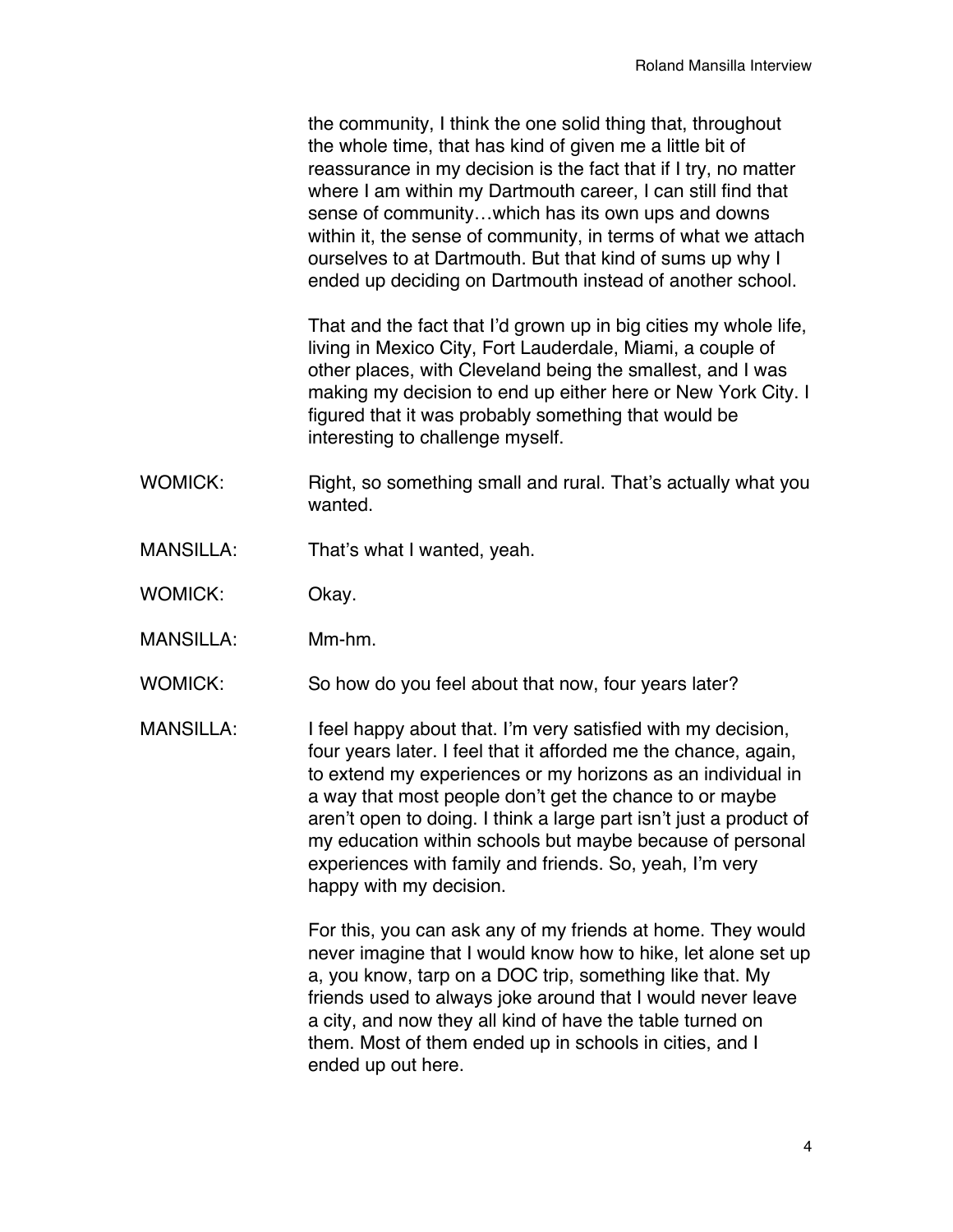the community, I think the one solid thing that, throughout the whole time, that has kind of given me a little bit of reassurance in my decision is the fact that if I try, no matter where I am within my Dartmouth career, I can still find that sense of community…which has its own ups and downs within it, the sense of community, in terms of what we attach ourselves to at Dartmouth. But that kind of sums up why I ended up deciding on Dartmouth instead of another school.

That and the fact that I'd grown up in big cities my whole life, living in Mexico City, Fort Lauderdale, Miami, a couple of other places, with Cleveland being the smallest, and I was making my decision to end up either here or New York City. I figured that it was probably something that would be interesting to challenge myself.

WOMICK: Right, so something small and rural. That's actually what you wanted.

MANSILLA: That's what I wanted, yeah.

WOMICK: Okay.

MANSILLA: Mm-hm.

WOMICK: So how do you feel about that now, four years later?

MANSILLA: I feel happy about that. I'm very satisfied with my decision, four years later. I feel that it afforded me the chance, again, to extend my experiences or my horizons as an individual in a way that most people don't get the chance to or maybe aren't open to doing. I think a large part isn't just a product of my education within schools but maybe because of personal experiences with family and friends. So, yeah, I'm very happy with my decision.

For this, you can ask any of my friends at home. They would never imagine that I would know how to hike, let alone set up a, you know, tarp on a DOC trip, something like that. My friends used to always joke around that I would never leave a city, and now they all kind of have the table turned on them. Most of them ended up in schools in cities, and I ended up out here.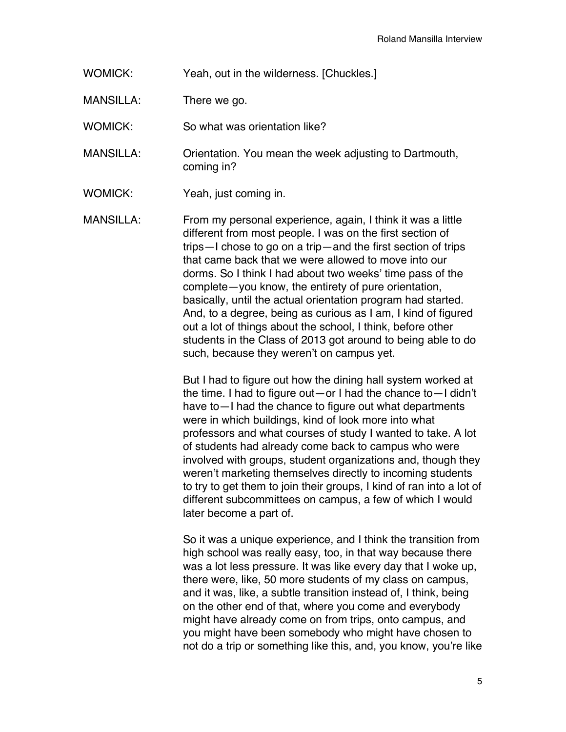WOMICK: Yeah, out in the wilderness. [Chuckles.]

MANSILLA: There we go.

WOMICK: So what was orientation like?

MANSILLA: Orientation. You mean the week adjusting to Dartmouth, coming in?

WOMICK: Yeah, just coming in.

MANSILLA: From my personal experience, again, I think it was a little different from most people. I was on the first section of trips—I chose to go on a trip—and the first section of trips that came back that we were allowed to move into our dorms. So I think I had about two weeks' time pass of the complete—you know, the entirety of pure orientation, basically, until the actual orientation program had started. And, to a degree, being as curious as I am, I kind of figured out a lot of things about the school, I think, before other students in the Class of 2013 got around to being able to do such, because they weren't on campus yet.

But I had to figure out how the dining hall system worked at the time. I had to figure out—or I had the chance to—I didn't have to—I had the chance to figure out what departments were in which buildings, kind of look more into what professors and what courses of study I wanted to take. A lot of students had already come back to campus who were involved with groups, student organizations and, though they weren't marketing themselves directly to incoming students to try to get them to join their groups, I kind of ran into a lot of different subcommittees on campus, a few of which I would later become a part of.

So it was a unique experience, and I think the transition from high school was really easy, too, in that way because there was a lot less pressure. It was like every day that I woke up, there were, like, 50 more students of my class on campus, and it was, like, a subtle transition instead of, I think, being on the other end of that, where you come and everybody might have already come on from trips, onto campus, and you might have been somebody who might have chosen to not do a trip or something like this, and, you know, you're like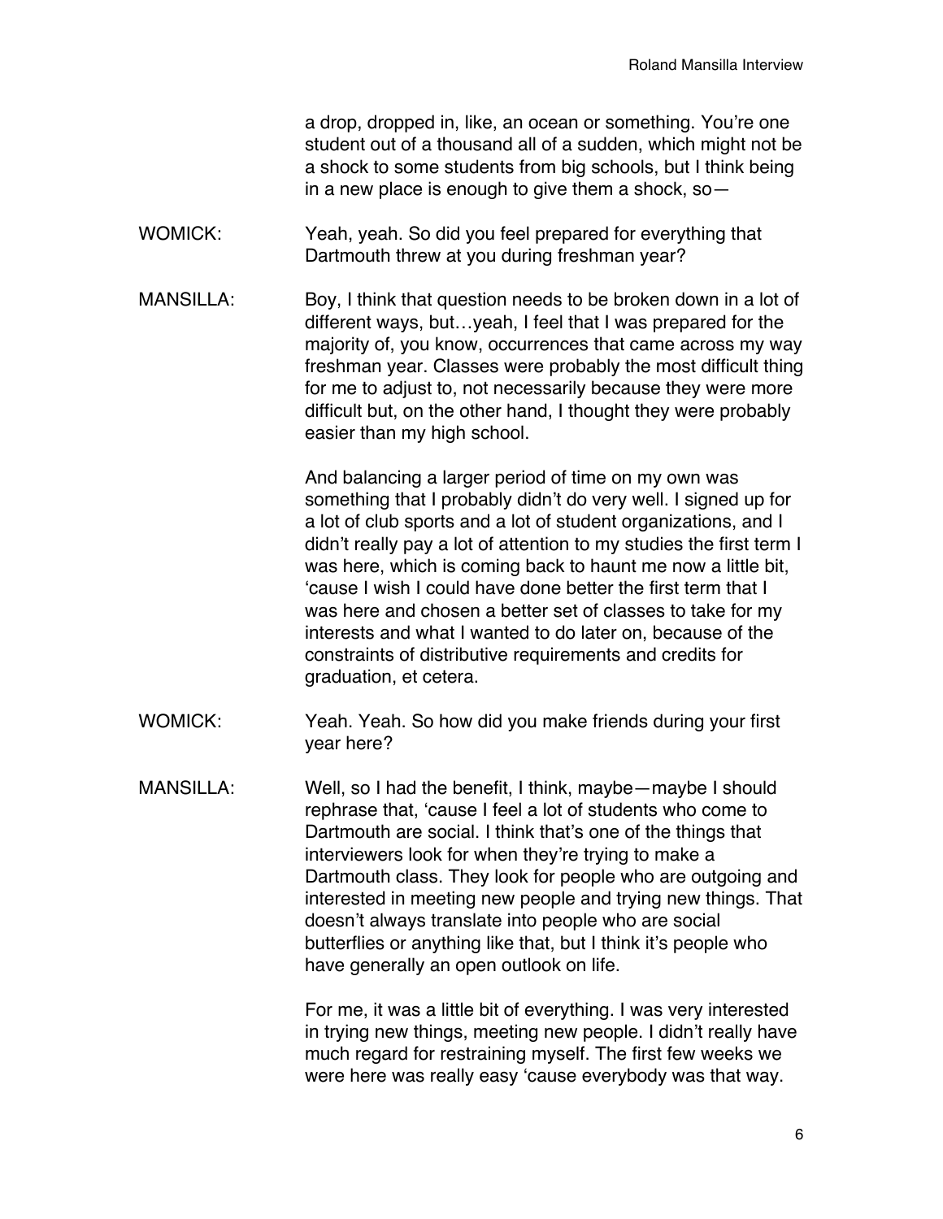a drop, dropped in, like, an ocean or something. You're one student out of a thousand all of a sudden, which might not be a shock to some students from big schools, but I think being in a new place is enough to give them a shock, so—

WOMICK: Yeah, yeah. So did you feel prepared for everything that Dartmouth threw at you during freshman year?

MANSILLA: Boy, I think that question needs to be broken down in a lot of different ways, but…yeah, I feel that I was prepared for the majority of, you know, occurrences that came across my way freshman year. Classes were probably the most difficult thing for me to adjust to, not necessarily because they were more difficult but, on the other hand, I thought they were probably easier than my high school.

And balancing a larger period of time on my own was something that I probably didn't do very well. I signed up for a lot of club sports and a lot of student organizations, and I didn't really pay a lot of attention to my studies the first term I was here, which is coming back to haunt me now a little bit, 'cause I wish I could have done better the first term that I was here and chosen a better set of classes to take for my interests and what I wanted to do later on, because of the constraints of distributive requirements and credits for graduation, et cetera.

WOMICK: Yeah. Yeah. So how did you make friends during your first year here?

MANSILLA: Well, so I had the benefit, I think, maybe—maybe I should rephrase that, 'cause I feel a lot of students who come to Dartmouth are social. I think that's one of the things that interviewers look for when they're trying to make a Dartmouth class. They look for people who are outgoing and interested in meeting new people and trying new things. That doesn't always translate into people who are social butterflies or anything like that, but I think it's people who have generally an open outlook on life.

For me, it was a little bit of everything. I was very interested in trying new things, meeting new people. I didn't really have much regard for restraining myself. The first few weeks we were here was really easy 'cause everybody was that way.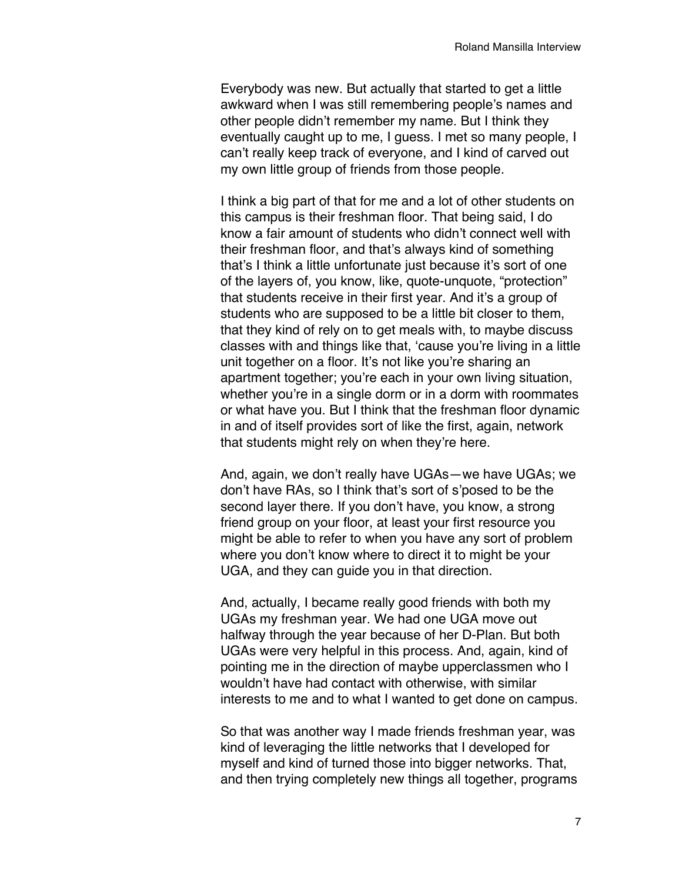Everybody was new. But actually that started to get a little awkward when I was still remembering people's names and other people didn't remember my name. But I think they eventually caught up to me, I guess. I met so many people, I can't really keep track of everyone, and I kind of carved out my own little group of friends from those people.

I think a big part of that for me and a lot of other students on this campus is their freshman floor. That being said, I do know a fair amount of students who didn't connect well with their freshman floor, and that's always kind of something that's I think a little unfortunate just because it's sort of one of the layers of, you know, like, quote-unquote, "protection" that students receive in their first year. And it's a group of students who are supposed to be a little bit closer to them, that they kind of rely on to get meals with, to maybe discuss classes with and things like that, 'cause you're living in a little unit together on a floor. It's not like you're sharing an apartment together; you're each in your own living situation, whether you're in a single dorm or in a dorm with roommates or what have you. But I think that the freshman floor dynamic in and of itself provides sort of like the first, again, network that students might rely on when they're here.

And, again, we don't really have UGAs—we have UGAs; we don't have RAs, so I think that's sort of s'posed to be the second layer there. If you don't have, you know, a strong friend group on your floor, at least your first resource you might be able to refer to when you have any sort of problem where you don't know where to direct it to might be your UGA, and they can guide you in that direction.

And, actually, I became really good friends with both my UGAs my freshman year. We had one UGA move out halfway through the year because of her D-Plan. But both UGAs were very helpful in this process. And, again, kind of pointing me in the direction of maybe upperclassmen who I wouldn't have had contact with otherwise, with similar interests to me and to what I wanted to get done on campus.

So that was another way I made friends freshman year, was kind of leveraging the little networks that I developed for myself and kind of turned those into bigger networks. That, and then trying completely new things all together, programs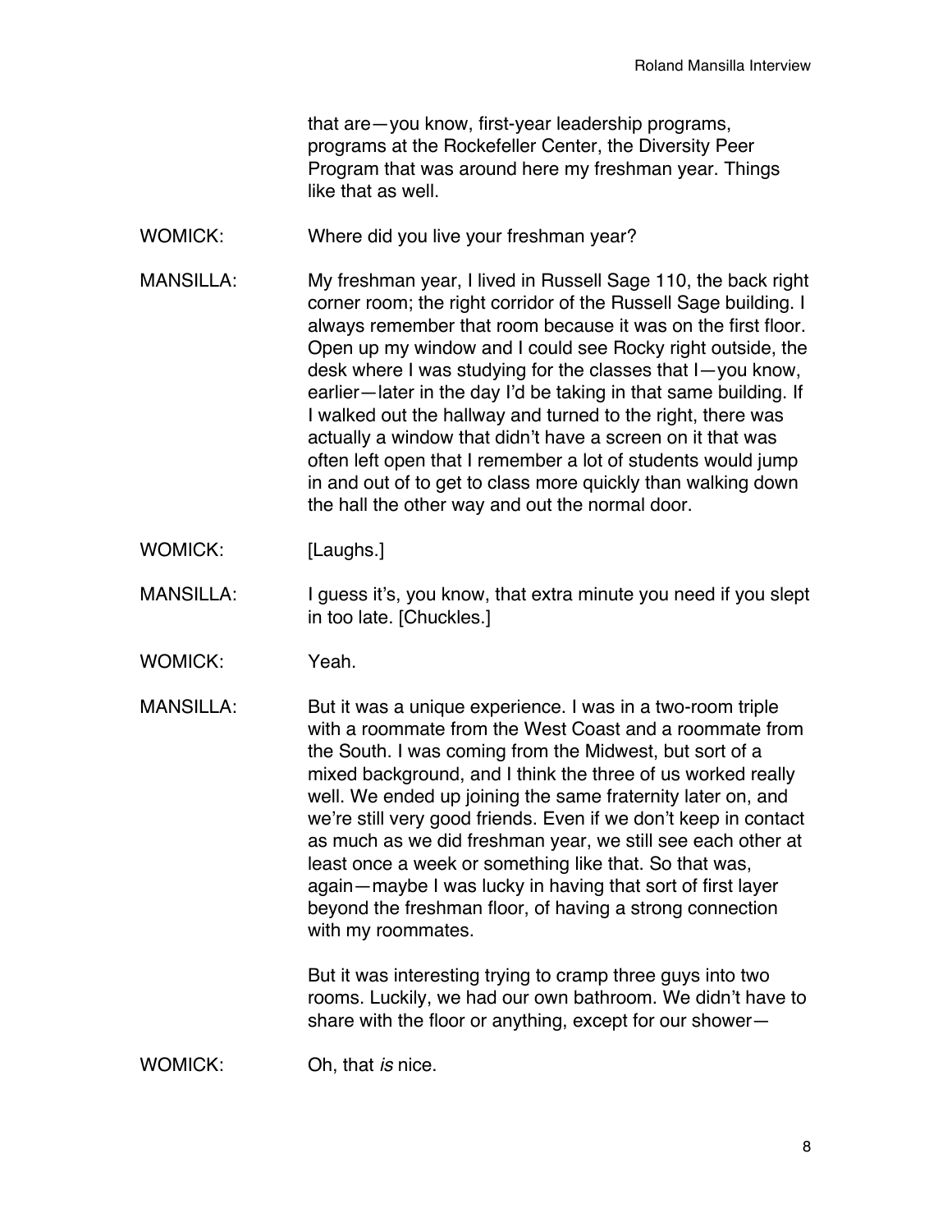that are—you know, first-year leadership programs, programs at the Rockefeller Center, the Diversity Peer Program that was around here my freshman year. Things like that as well.

WOMICK: Where did you live your freshman year?

MANSILLA: My freshman year, I lived in Russell Sage 110, the back right corner room; the right corridor of the Russell Sage building. I always remember that room because it was on the first floor. Open up my window and I could see Rocky right outside, the desk where I was studying for the classes that I—you know, earlier—later in the day I'd be taking in that same building. If I walked out the hallway and turned to the right, there was actually a window that didn't have a screen on it that was often left open that I remember a lot of students would jump in and out of to get to class more quickly than walking down the hall the other way and out the normal door.

WOMICK: [Laughs.]

MANSILLA: I guess it's, you know, that extra minute you need if you slept in too late. [Chuckles.]

WOMICK: Yeah.

MANSILLA: But it was a unique experience. I was in a two-room triple with a roommate from the West Coast and a roommate from the South. I was coming from the Midwest, but sort of a mixed background, and I think the three of us worked really well. We ended up joining the same fraternity later on, and we're still very good friends. Even if we don't keep in contact as much as we did freshman year, we still see each other at least once a week or something like that. So that was, again—maybe I was lucky in having that sort of first layer beyond the freshman floor, of having a strong connection with my roommates.

But it was interesting trying to cramp three guys into two rooms. Luckily, we had our own bathroom. We didn't have to share with the floor or anything, except for our shower—

WOMICK: Oh, that *is* nice.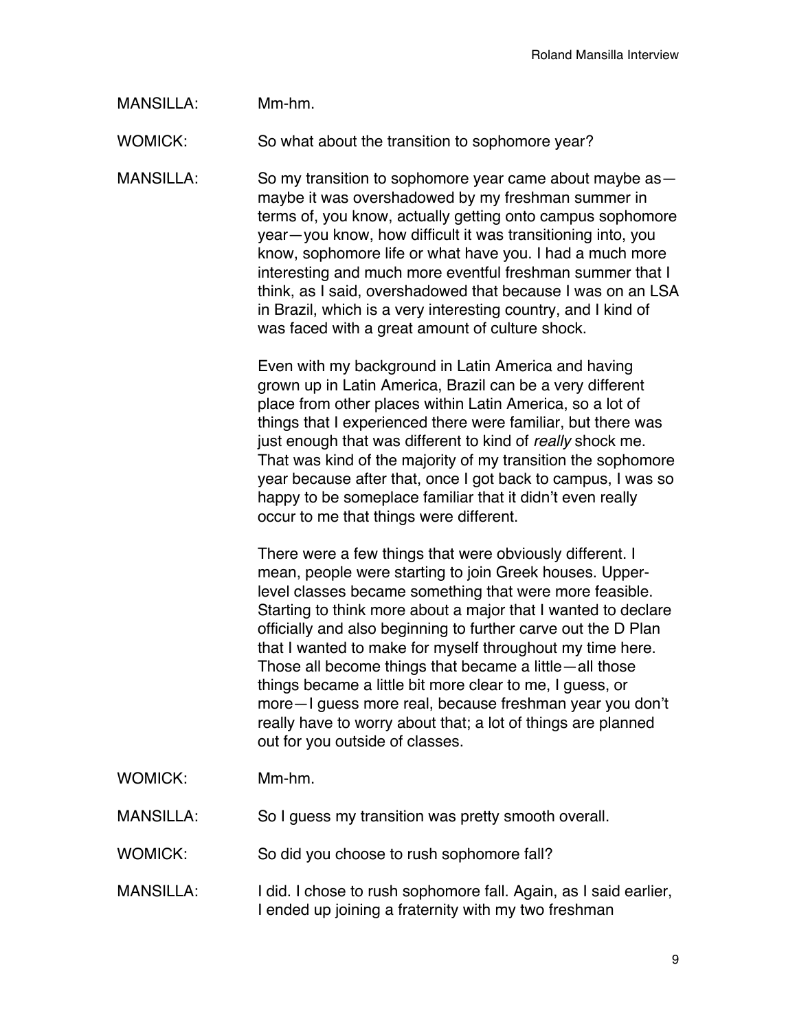MANSILLA: Mm-hm.

WOMICK: So what about the transition to sophomore year?

MANSILLA: So my transition to sophomore year came about maybe as—maybe it was overshadowed by my freshman summer in terms of, you know, actually getting onto campus sophomore year—you know, how difficult it was transitioning into, you know, sophomore life or what have you. I had a much more interesting and much more eventful freshman summer that I think, as I said, overshadowed that because I was on an LSA in Brazil, which is a very interesting country, and I kind of was faced with a great amount of culture shock.

Even with my background in Latin America and having grown up in Latin America, Brazil can be a very different place from other places within Latin America, so a lot of things that I experienced there were familiar, but there was just enough that was different to kind of *really* shock me. That was kind of the majority of my transition the sophomore year because after that, once I got back to campus, I was so happy to be someplace familiar that it didn't even really occur to me that things were different.

There were a few things that were obviously different. I mean, people were starting to join Greek houses. Upper-level classes became something that were more feasible. Starting to think more about a major that I wanted to declare officially and also beginning to further carve out the D Plan that I wanted to make for myself throughout my time here. Those all become things that became a little—all those things became a little bit more clear to me, I guess, or more—I guess more real, because freshman year you don't really have to worry about that; a lot of things are planned out for you outside of classes.

WOMICK: Mm-hm.

MANSILLA: So I guess my transition was pretty smooth overall.

WOMICK: So did you choose to rush sophomore fall?

MANSILLA: I did. I chose to rush sophomore fall. Again, as I said earlier, I ended up joining a fraternity with my two freshman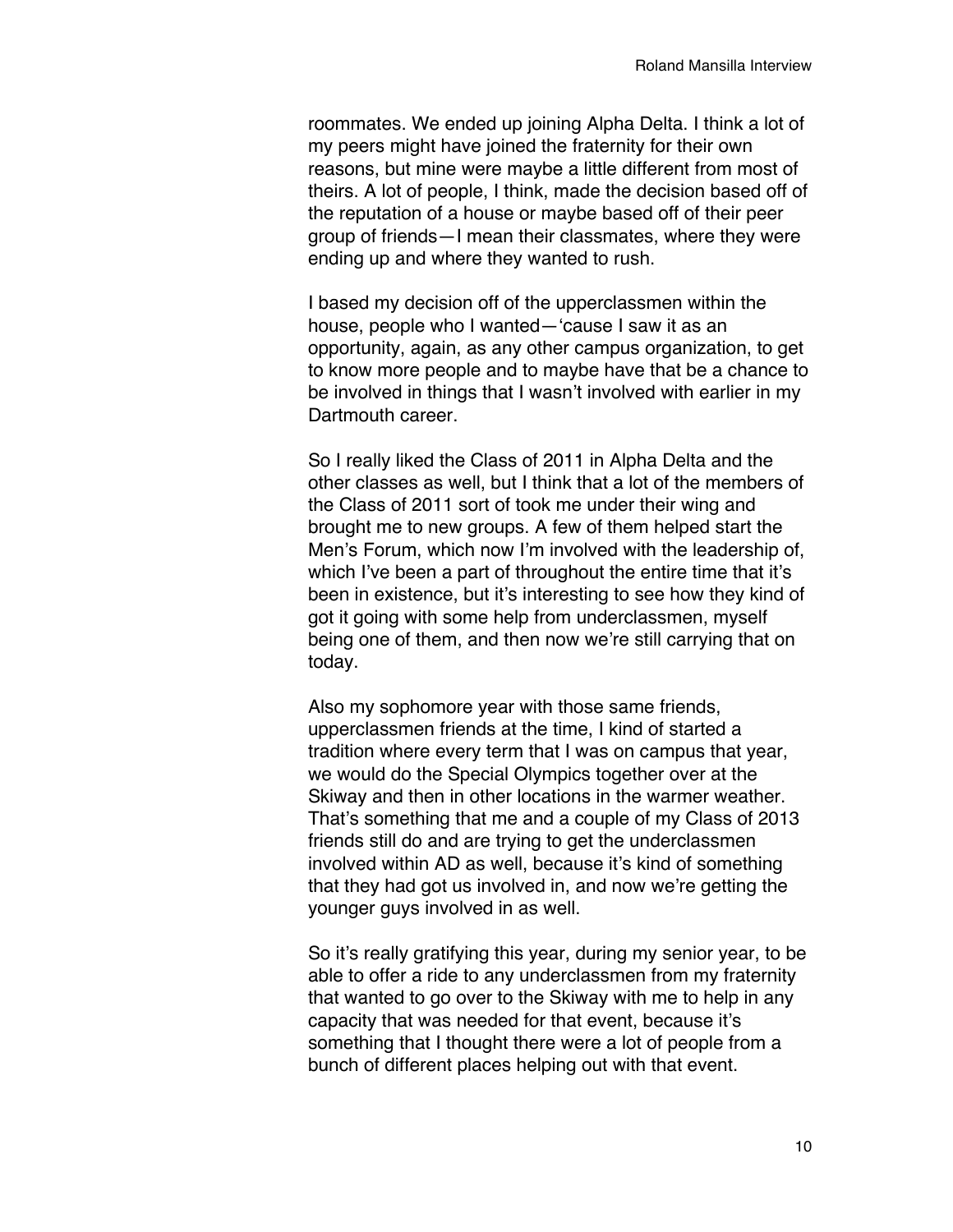roommates. We ended up joining Alpha Delta. I think a lot of my peers might have joined the fraternity for their own reasons, but mine were maybe a little different from most of theirs. A lot of people, I think, made the decision based off of the reputation of a house or maybe based off of their peer group of friends—I mean their classmates, where they were ending up and where they wanted to rush.

I based my decision off of the upperclassmen within the house, people who I wanted—'cause I saw it as an opportunity, again, as any other campus organization, to get to know more people and to maybe have that be a chance to be involved in things that I wasn't involved with earlier in my Dartmouth career.

So I really liked the Class of 2011 in Alpha Delta and the other classes as well, but I think that a lot of the members of the Class of 2011 sort of took me under their wing and brought me to new groups. A few of them helped start the Men's Forum, which now I'm involved with the leadership of, which I've been a part of throughout the entire time that it's been in existence, but it's interesting to see how they kind of got it going with some help from underclassmen, myself being one of them, and then now we're still carrying that on today.

Also my sophomore year with those same friends, upperclassmen friends at the time, I kind of started a tradition where every term that I was on campus that year, we would do the Special Olympics together over at the Skiway and then in other locations in the warmer weather. That's something that me and a couple of my Class of 2013 friends still do and are trying to get the underclassmen involved within AD as well, because it's kind of something that they had got us involved in, and now we're getting the younger guys involved in as well.

So it's really gratifying this year, during my senior year, to be able to offer a ride to any underclassmen from my fraternity that wanted to go over to the Skiway with me to help in any capacity that was needed for that event, because it's something that I thought there were a lot of people from a bunch of different places helping out with that event.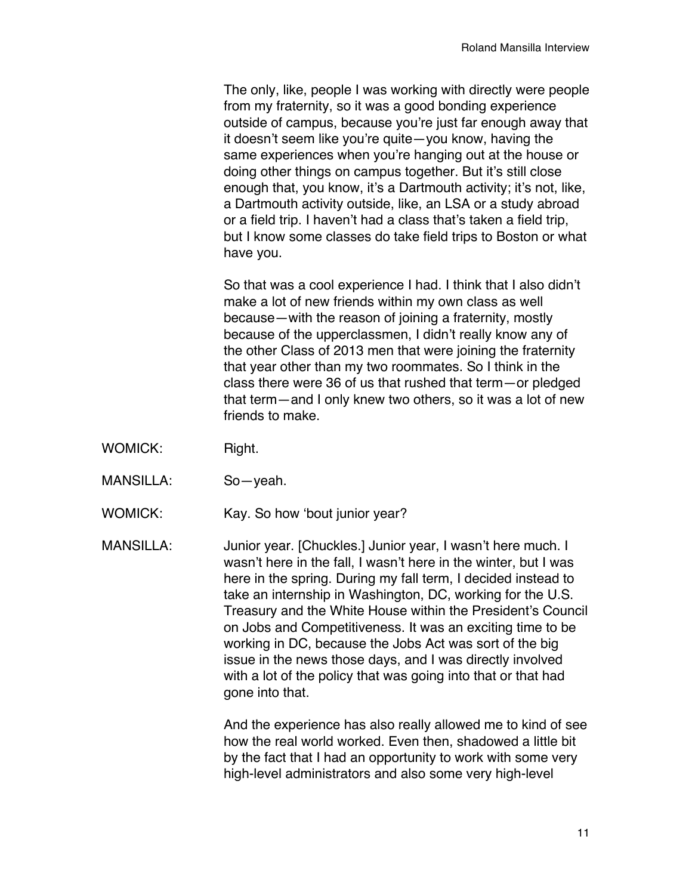The only, like, people I was working with directly were people from my fraternity, so it was a good bonding experience outside of campus, because you're just far enough away that it doesn't seem like you're quite—you know, having the same experiences when you're hanging out at the house or doing other things on campus together. But it's still close enough that, you know, it's a Dartmouth activity; it's not, like, a Dartmouth activity outside, like, an LSA or a study abroad or a field trip. I haven't had a class that's taken a field trip, but I know some classes do take field trips to Boston or what have you.

So that was a cool experience I had. I think that I also didn't make a lot of new friends within my own class as well because—with the reason of joining a fraternity, mostly because of the upperclassmen, I didn't really know any of the other Class of 2013 men that were joining the fraternity that year other than my two roommates. So I think in the class there were 36 of us that rushed that term—or pledged that term—and I only knew two others, so it was a lot of new friends to make.

WOMICK: Right.

MANSILLA: So—yeah.

WOMICK: Kay. So how 'bout junior year?

MANSILLA: Junior year. [Chuckles.] Junior year, I wasn't here much. I wasn't here in the fall, I wasn't here in the winter, but I was here in the spring. During my fall term, I decided instead to take an internship in Washington, DC, working for the U.S. Treasury and the White House within the President's Council on Jobs and Competitiveness. It was an exciting time to be working in DC, because the Jobs Act was sort of the big issue in the news those days, and I was directly involved with a lot of the policy that was going into that or that had gone into that.

And the experience has also really allowed me to kind of see how the real world worked. Even then, shadowed a little bit by the fact that I had an opportunity to work with some very high-level administrators and also some very high-level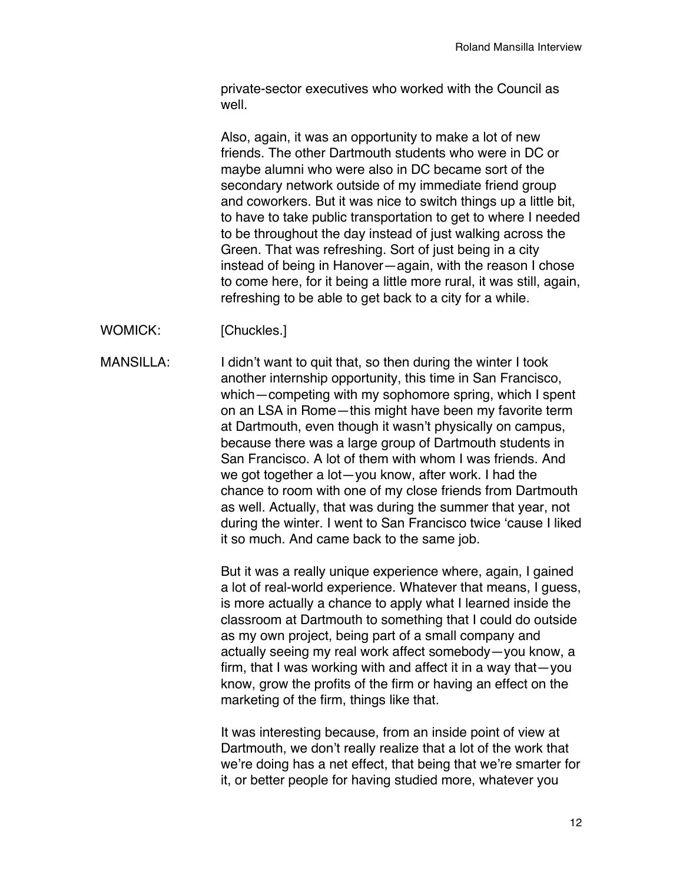private-sector executives who worked with the Council as well.

Also, again, it was an opportunity to make a lot of new friends. The other Dartmouth students who were in DC or maybe alumni who were also in DC became sort of the secondary network outside of my immediate friend group and coworkers. But it was nice to switch things up a little bit, to have to take public transportation to get to where I needed to be throughout the day instead of just walking across the Green. That was refreshing. Sort of just being in a city instead of being in Hanover—again, with the reason I chose to come here, for it being a little more rural, it was still, again, refreshing to be able to get back to a city for a while.

WOMICK: [Chuckles.]

MANSILLA: I didn't want to quit that, so then during the winter I took another internship opportunity, this time in San Francisco, which—competing with my sophomore spring, which I spent on an LSA in Rome—this might have been my favorite term at Dartmouth, even though it wasn't physically on campus, because there was a large group of Dartmouth students in San Francisco. A lot of them with whom I was friends. And we got together a lot—you know, after work. I had the chance to room with one of my close friends from Dartmouth as well. Actually, that was during the summer that year, not during the winter. I went to San Francisco twice 'cause I liked it so much. And came back to the same job.

But it was a really unique experience where, again, I gained a lot of real-world experience. Whatever that means, I guess, is more actually a chance to apply what I learned inside the classroom at Dartmouth to something that I could do outside as my own project, being part of a small company and actually seeing my real work affect somebody—you know, a firm, that I was working with and affect it in a way that—you know, grow the profits of the firm or having an effect on the marketing of the firm, things like that.

It was interesting because, from an inside point of view at Dartmouth, we don't really realize that a lot of the work that we're doing has a net effect, that being that we're smarter for it, or better people for having studied more, whatever you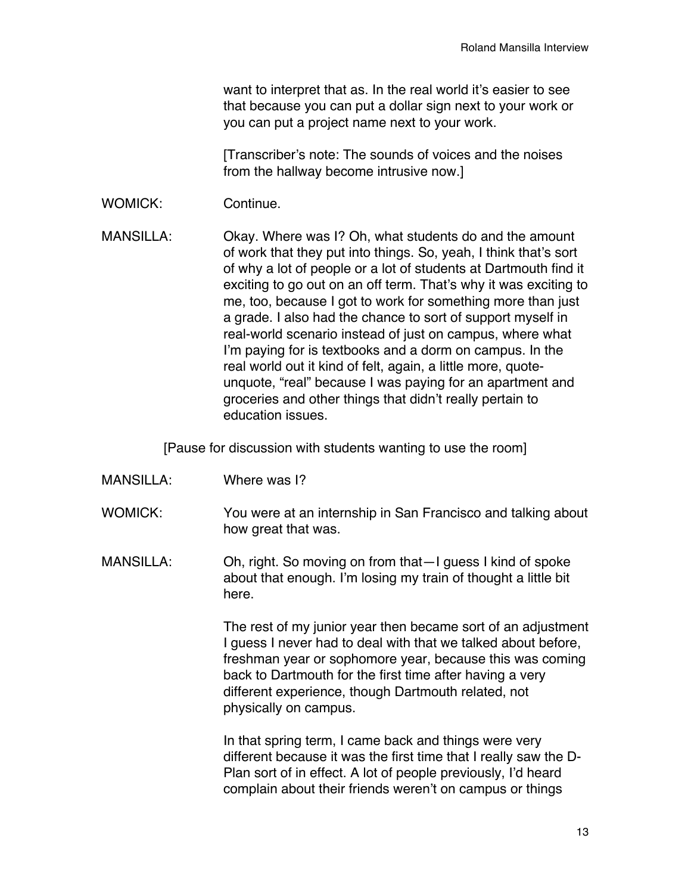want to interpret that as. In the real world it's easier to see that because you can put a dollar sign next to your work or you can put a project name next to your work.

[Transcriber's note: The sounds of voices and the noises from the hallway become intrusive now.]

WOMICK: Continue.

MANSILLA: Okay. Where was I? Oh, what students do and the amount of work that they put into things. So, yeah, I think that's sort of why a lot of people or a lot of students at Dartmouth find it exciting to go out on an off term. That's why it was exciting to me, too, because I got to work for something more than just a grade. I also had the chance to sort of support myself in real-world scenario instead of just on campus, where what I'm paying for is textbooks and a dorm on campus. In the real world out it kind of felt, again, a little more, quote-unquote, "real" because I was paying for an apartment and groceries and other things that didn't really pertain to education issues.

[Pause for discussion with students wanting to use the room]

MANSILLA: Where was I?

WOMICK: You were at an internship in San Francisco and talking about how great that was.

MANSILLA: Oh, right. So moving on from that—I guess I kind of spoke about that enough. I'm losing my train of thought a little bit here.

The rest of my junior year then became sort of an adjustment I guess I never had to deal with that we talked about before, freshman year or sophomore year, because this was coming back to Dartmouth for the first time after having a very different experience, though Dartmouth related, not physically on campus.

In that spring term, I came back and things were very different because it was the first time that I really saw the D-Plan sort of in effect. A lot of people previously, I'd heard complain about their friends weren't on campus or things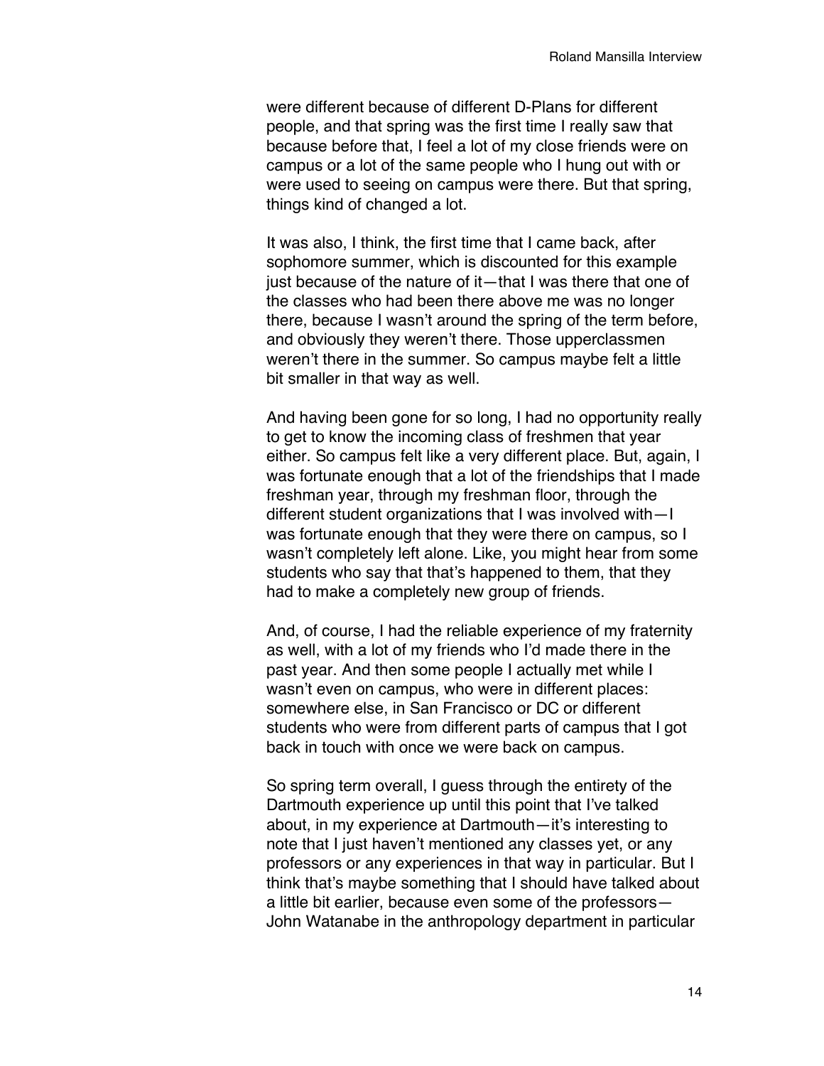were different because of different D-Plans for different people, and that spring was the first time I really saw that because before that, I feel a lot of my close friends were on campus or a lot of the same people who I hung out with or were used to seeing on campus were there. But that spring, things kind of changed a lot.

It was also, I think, the first time that I came back, after sophomore summer, which is discounted for this example just because of the nature of it—that I was there that one of the classes who had been there above me was no longer there, because I wasn't around the spring of the term before, and obviously they weren't there. Those upperclassmen weren't there in the summer. So campus maybe felt a little bit smaller in that way as well.

And having been gone for so long, I had no opportunity really to get to know the incoming class of freshmen that year either. So campus felt like a very different place. But, again, I was fortunate enough that a lot of the friendships that I made freshman year, through my freshman floor, through the different student organizations that I was involved with—I was fortunate enough that they were there on campus, so I wasn't completely left alone. Like, you might hear from some students who say that that's happened to them, that they had to make a completely new group of friends.

And, of course, I had the reliable experience of my fraternity as well, with a lot of my friends who I'd made there in the past year. And then some people I actually met while I wasn't even on campus, who were in different places: somewhere else, in San Francisco or DC or different students who were from different parts of campus that I got back in touch with once we were back on campus.

So spring term overall, I guess through the entirety of the Dartmouth experience up until this point that I've talked about, in my experience at Dartmouth—it's interesting to note that I just haven't mentioned any classes yet, or any professors or any experiences in that way in particular. But I think that's maybe something that I should have talked about a little bit earlier, because even some of the professors—John Watanabe in the anthropology department in particular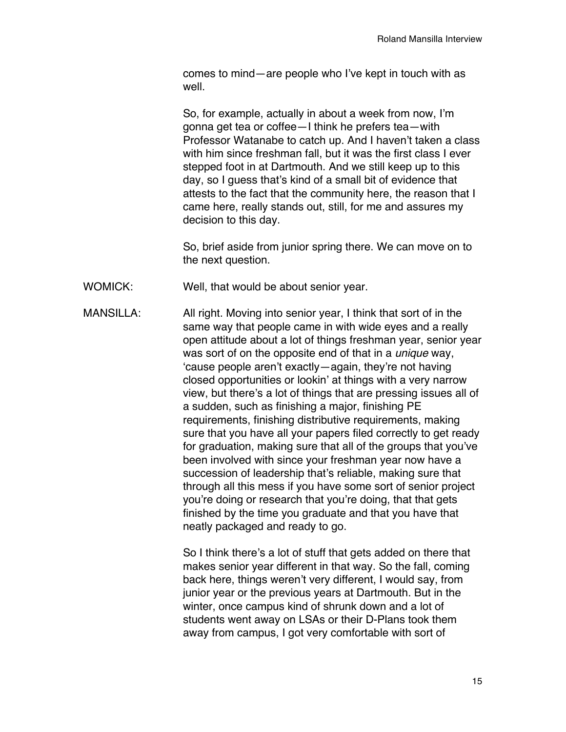comes to mind—are people who I've kept in touch with as well.

So, for example, actually in about a week from now, I'm gonna get tea or coffee—I think he prefers tea—with Professor Watanabe to catch up. And I haven't taken a class with him since freshman fall, but it was the first class I ever stepped foot in at Dartmouth. And we still keep up to this day, so I guess that's kind of a small bit of evidence that attests to the fact that the community here, the reason that I came here, really stands out, still, for me and assures my decision to this day.

So, brief aside from junior spring there. We can move on to the next question.

WOMICK: Well, that would be about senior year.

MANSILLA: All right. Moving into senior year, I think that sort of in the same way that people came in with wide eyes and a really open attitude about a lot of things freshman year, senior year was sort of on the opposite end of that in a *unique* way, 'cause people aren't exactly—again, they're not having closed opportunities or lookin' at things with a very narrow view, but there's a lot of things that are pressing issues all of a sudden, such as finishing a major, finishing PE requirements, finishing distributive requirements, making sure that you have all your papers filed correctly to get ready for graduation, making sure that all of the groups that you've been involved with since your freshman year now have a succession of leadership that's reliable, making sure that through all this mess if you have some sort of senior project you're doing or research that you're doing, that that gets finished by the time you graduate and that you have that neatly packaged and ready to go.

So I think there's a lot of stuff that gets added on there that makes senior year different in that way. So the fall, coming back here, things weren't very different, I would say, from junior year or the previous years at Dartmouth. But in the winter, once campus kind of shrunk down and a lot of students went away on LSAs or their D-Plans took them away from campus, I got very comfortable with sort of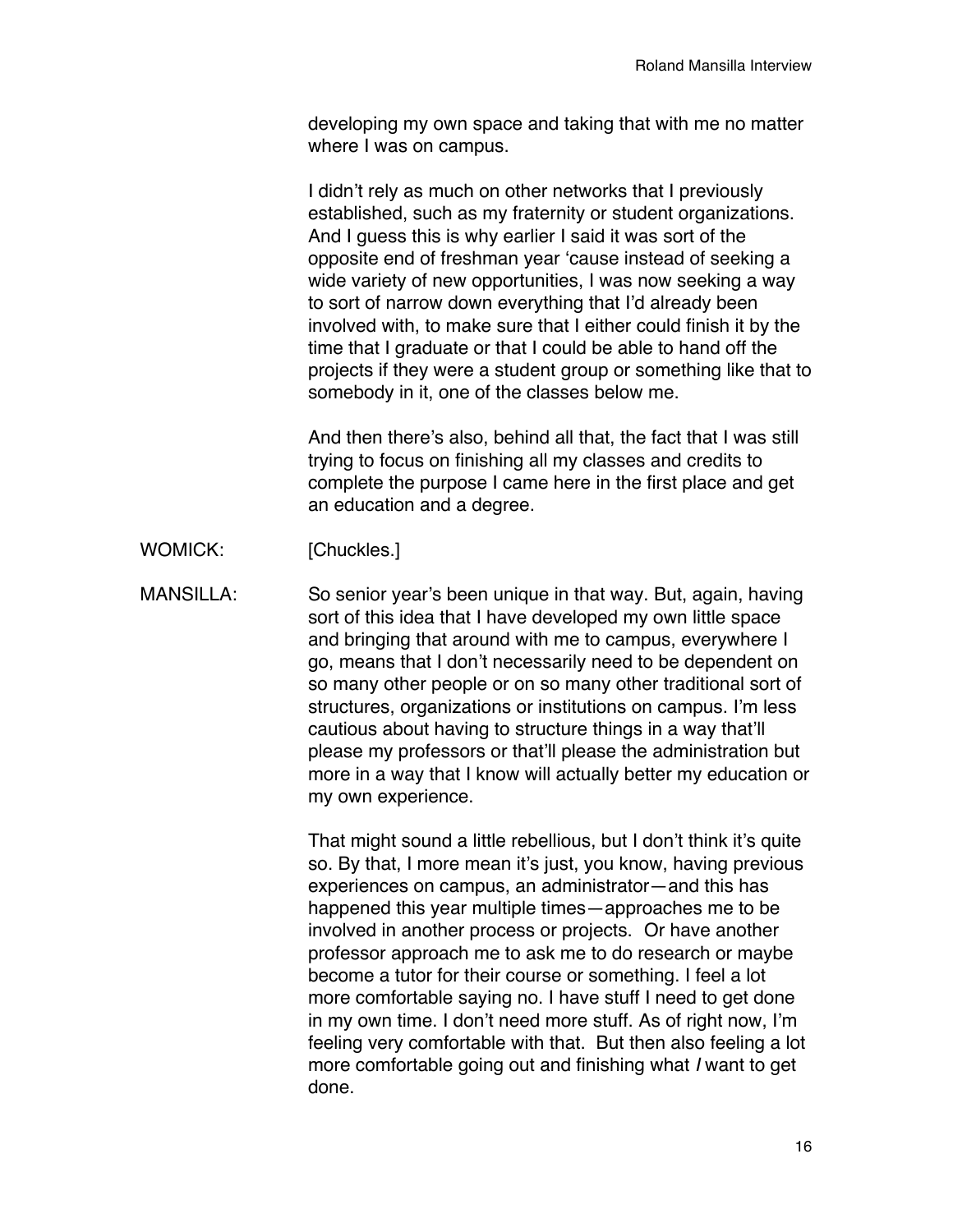developing my own space and taking that with me no matter where I was on campus.

I didn't rely as much on other networks that I previously established, such as my fraternity or student organizations. And I guess this is why earlier I said it was sort of the opposite end of freshman year 'cause instead of seeking a wide variety of new opportunities, I was now seeking a way to sort of narrow down everything that I'd already been involved with, to make sure that I either could finish it by the time that I graduate or that I could be able to hand off the projects if they were a student group or something like that to somebody in it, one of the classes below me.

And then there's also, behind all that, the fact that I was still trying to focus on finishing all my classes and credits to complete the purpose I came here in the first place and get an education and a degree.

WOMICK: [Chuckles.]

MANSILLA: So senior year's been unique in that way. But, again, having sort of this idea that I have developed my own little space and bringing that around with me to campus, everywhere I go, means that I don't necessarily need to be dependent on so many other people or on so many other traditional sort of structures, organizations or institutions on campus. I'm less cautious about having to structure things in a way that'll please my professors or that'll please the administration but more in a way that I know will actually better my education or my own experience.

That might sound a little rebellious, but I don't think it's quite so. By that, I more mean it's just, you know, having previous experiences on campus, an administrator—and this has happened this year multiple times—approaches me to be involved in another process or projects. Or have another professor approach me to ask me to do research or maybe become a tutor for their course or something. I feel a lot more comfortable saying no. I have stuff I need to get done in my own time. I don't need more stuff. As of right now, I'm feeling very comfortable with that. But then also feeling a lot more comfortable going out and finishing what *I* want to get done.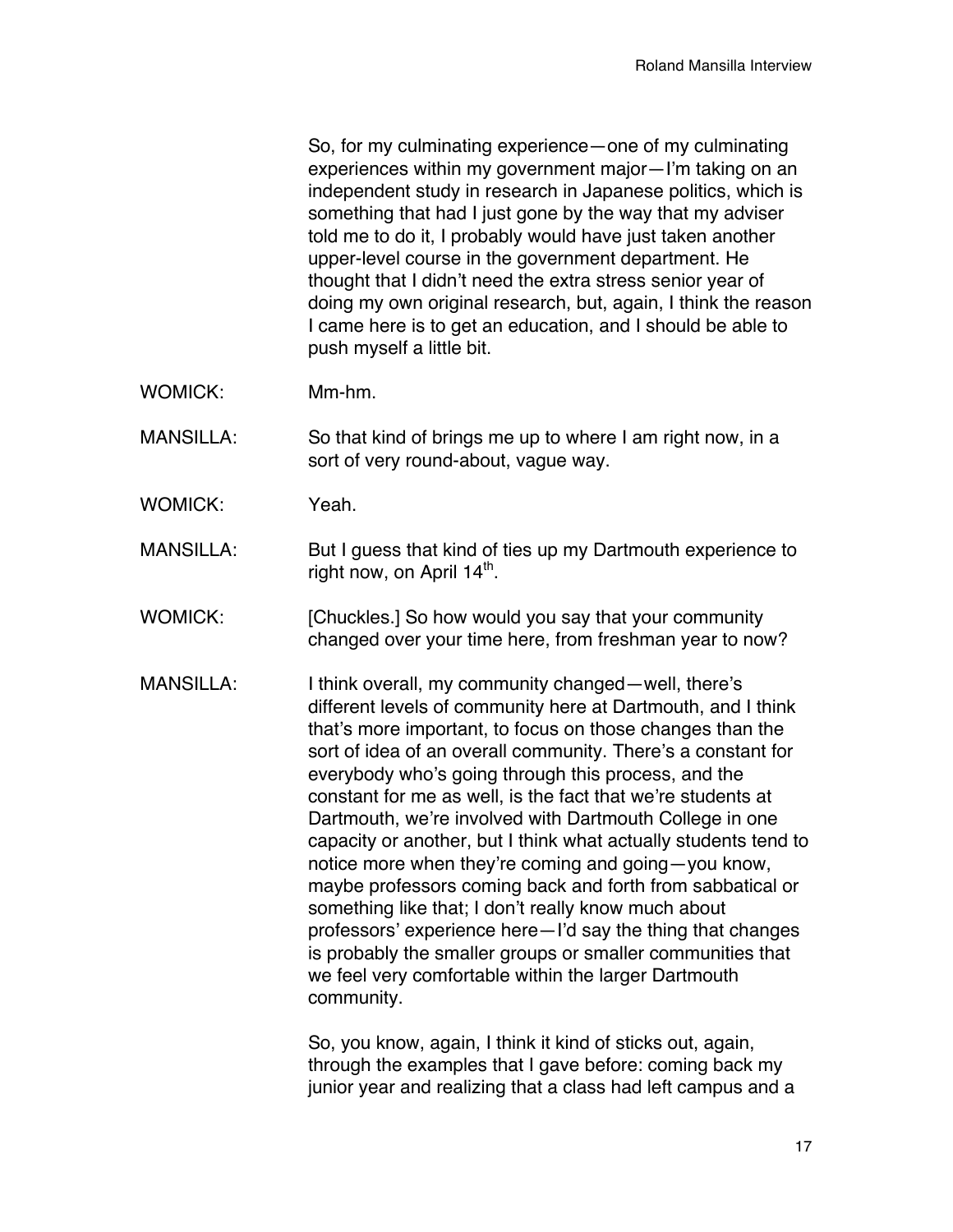So, for my culminating experience—one of my culminating experiences within my government major—I'm taking on an independent study in research in Japanese politics, which is something that had I just gone by the way that my adviser told me to do it, I probably would have just taken another upper-level course in the government department. He thought that I didn't need the extra stress senior year of doing my own original research, but, again, I think the reason I came here is to get an education, and I should be able to push myself a little bit.

WOMICK: Mm-hm.

MANSILLA: So that kind of brings me up to where I am right now, in a sort of very round-about, vague way.

WOMICK: Yeah.

MANSILLA: But I guess that kind of ties up my Dartmouth experience to right now, on April 14th.

WOMICK: [Chuckles.] So how would you say that your community changed over your time here, from freshman year to now?

MANSILLA: I think overall, my community changed—well, there's different levels of community here at Dartmouth, and I think that's more important, to focus on those changes than the sort of idea of an overall community. There's a constant for everybody who's going through this process, and the constant for me as well, is the fact that we're students at Dartmouth, we're involved with Dartmouth College in one capacity or another, but I think what actually students tend to notice more when they're coming and going—you know, maybe professors coming back and forth from sabbatical or something like that; I don't really know much about professors' experience here—I'd say the thing that changes is probably the smaller groups or smaller communities that we feel very comfortable within the larger Dartmouth community.

So, you know, again, I think it kind of sticks out, again, through the examples that I gave before: coming back my junior year and realizing that a class had left campus and a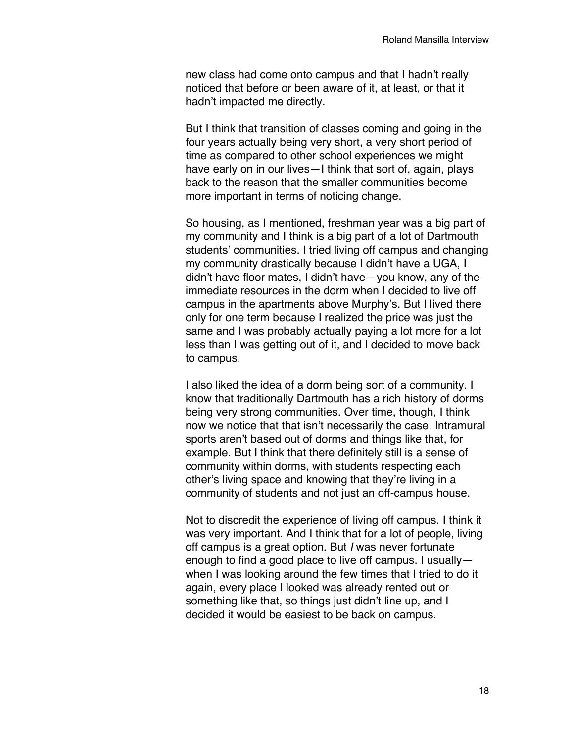new class had come onto campus and that I hadn't really noticed that before or been aware of it, at least, or that it hadn't impacted me directly.

But I think that transition of classes coming and going in the four years actually being very short, a very short period of time as compared to other school experiences we might have early on in our lives—I think that sort of, again, plays back to the reason that the smaller communities become more important in terms of noticing change.

So housing, as I mentioned, freshman year was a big part of my community and I think is a big part of a lot of Dartmouth students' communities. I tried living off campus and changing my community drastically because I didn't have a UGA, I didn't have floor mates, I didn't have—you know, any of the immediate resources in the dorm when I decided to live off campus in the apartments above Murphy's. But I lived there only for one term because I realized the price was just the same and I was probably actually paying a lot more for a lot less than I was getting out of it, and I decided to move back to campus.

I also liked the idea of a dorm being sort of a community. I know that traditionally Dartmouth has a rich history of dorms being very strong communities. Over time, though, I think now we notice that that isn't necessarily the case. Intramural sports aren't based out of dorms and things like that, for example. But I think that there definitely still is a sense of community within dorms, with students respecting each other's living space and knowing that they're living in a community of students and not just an off-campus house.

Not to discredit the experience of living off campus. I think it was very important. And I think that for a lot of people, living off campus is a great option. But *I* was never fortunate enough to find a good place to live off campus. I usually—when I was looking around the few times that I tried to do it again, every place I looked was already rented out or something like that, so things just didn't line up, and I decided it would be easiest to be back on campus.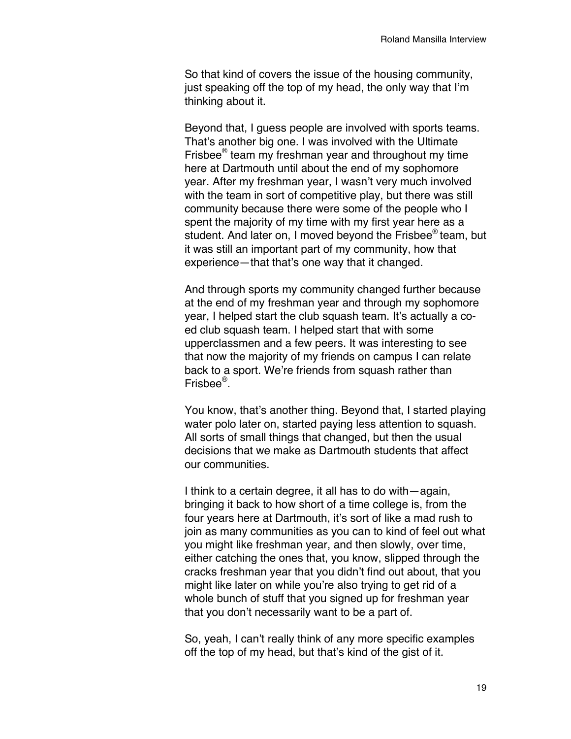So that kind of covers the issue of the housing community, just speaking off the top of my head, the only way that I'm thinking about it.

Beyond that, I guess people are involved with sports teams. That's another big one. I was involved with the Ultimate Frisbee® team my freshman year and throughout my time here at Dartmouth until about the end of my sophomore year. After my freshman year, I wasn't very much involved with the team in sort of competitive play, but there was still community because there were some of the people who I spent the majority of my time with my first year here as a student. And later on, I moved beyond the Frisbee® team, but it was still an important part of my community, how that experience—that that's one way that it changed.

And through sports my community changed further because at the end of my freshman year and through my sophomore year, I helped start the club squash team. It's actually a co-ed club squash team. I helped start that with some upperclassmen and a few peers. It was interesting to see that now the majority of my friends on campus I can relate back to a sport. We're friends from squash rather than Frisbee®.

You know, that's another thing. Beyond that, I started playing water polo later on, started paying less attention to squash. All sorts of small things that changed, but then the usual decisions that we make as Dartmouth students that affect our communities.

I think to a certain degree, it all has to do with—again, bringing it back to how short of a time college is, from the four years here at Dartmouth, it's sort of like a mad rush to join as many communities as you can to kind of feel out what you might like freshman year, and then slowly, over time, either catching the ones that, you know, slipped through the cracks freshman year that you didn't find out about, that you might like later on while you're also trying to get rid of a whole bunch of stuff that you signed up for freshman year that you don't necessarily want to be a part of.

So, yeah, I can't really think of any more specific examples off the top of my head, but that's kind of the gist of it.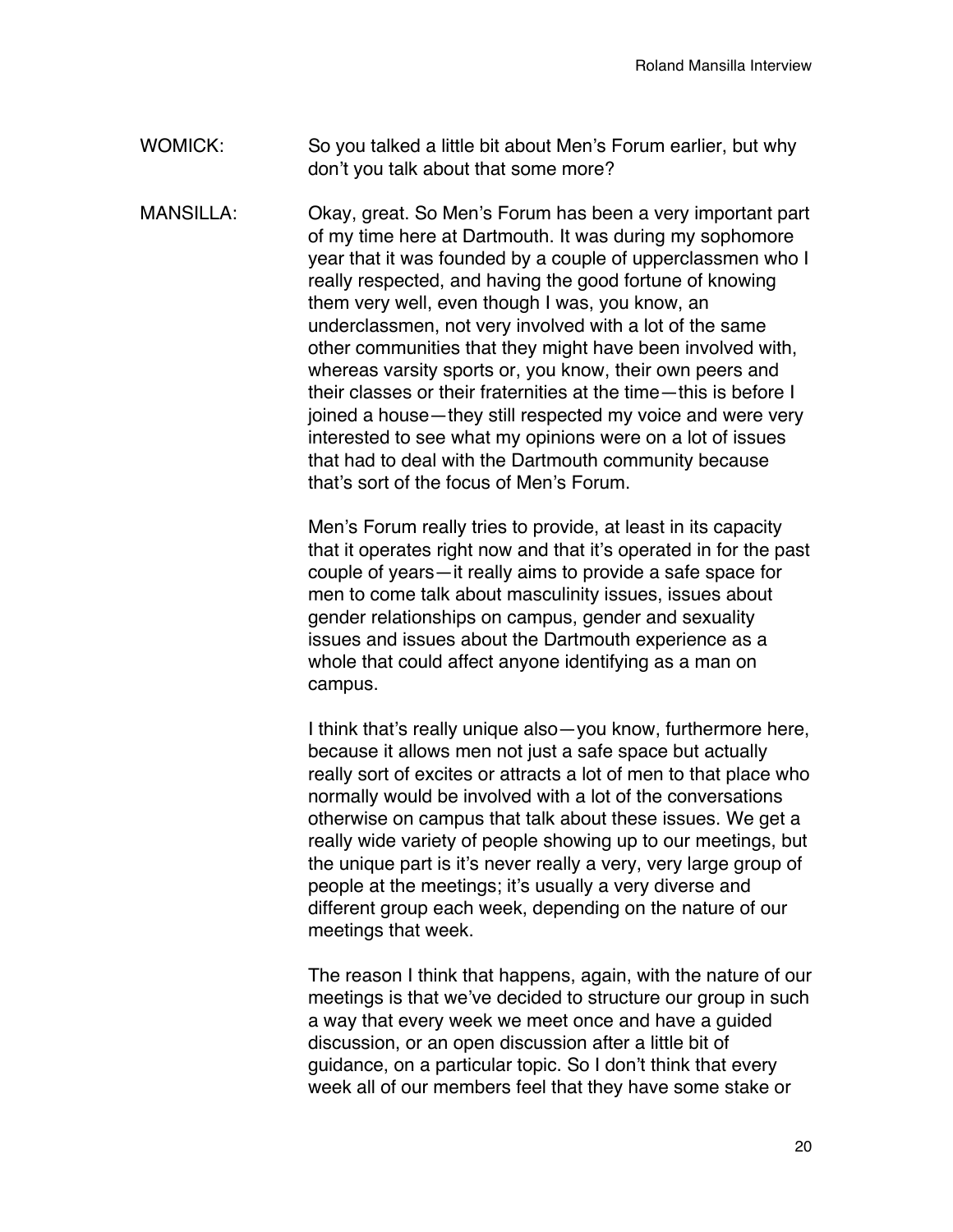WOMICK: So you talked a little bit about Men's Forum earlier, but why don't you talk about that some more?

MANSILLA: Okay, great. So Men's Forum has been a very important part of my time here at Dartmouth. It was during my sophomore year that it was founded by a couple of upperclassmen who I really respected, and having the good fortune of knowing them very well, even though I was, you know, an underclassmen, not very involved with a lot of the same other communities that they might have been involved with, whereas varsity sports or, you know, their own peers and their classes or their fraternities at the time—this is before I joined a house—they still respected my voice and were very interested to see what my opinions were on a lot of issues that had to deal with the Dartmouth community because that's sort of the focus of Men's Forum.

Men's Forum really tries to provide, at least in its capacity that it operates right now and that it's operated in for the past couple of years—it really aims to provide a safe space for men to come talk about masculinity issues, issues about gender relationships on campus, gender and sexuality issues and issues about the Dartmouth experience as a whole that could affect anyone identifying as a man on campus.

I think that's really unique also—you know, furthermore here, because it allows men not just a safe space but actually really sort of excites or attracts a lot of men to that place who normally would be involved with a lot of the conversations otherwise on campus that talk about these issues. We get a really wide variety of people showing up to our meetings, but the unique part is it's never really a very, very large group of people at the meetings; it's usually a very diverse and different group each week, depending on the nature of our meetings that week.

The reason I think that happens, again, with the nature of our meetings is that we've decided to structure our group in such a way that every week we meet once and have a guided discussion, or an open discussion after a little bit of guidance, on a particular topic. So I don't think that every week all of our members feel that they have some stake or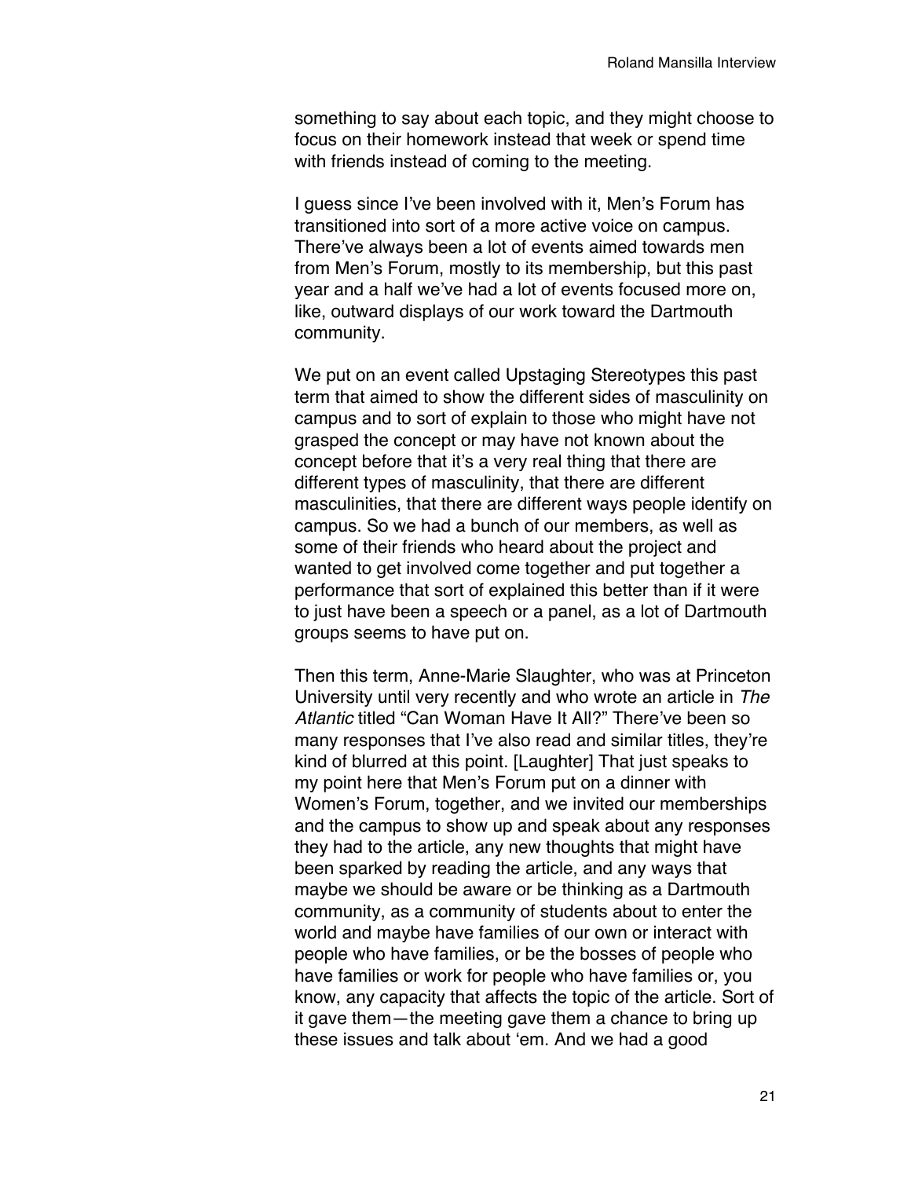something to say about each topic, and they might choose to focus on their homework instead that week or spend time with friends instead of coming to the meeting.

I guess since I've been involved with it, Men's Forum has transitioned into sort of a more active voice on campus. There've always been a lot of events aimed towards men from Men's Forum, mostly to its membership, but this past year and a half we've had a lot of events focused more on, like, outward displays of our work toward the Dartmouth community.

We put on an event called Upstaging Stereotypes this past term that aimed to show the different sides of masculinity on campus and to sort of explain to those who might have not grasped the concept or may have not known about the concept before that it's a very real thing that there are different types of masculinity, that there are different masculinities, that there are different ways people identify on campus. So we had a bunch of our members, as well as some of their friends who heard about the project and wanted to get involved come together and put together a performance that sort of explained this better than if it were to just have been a speech or a panel, as a lot of Dartmouth groups seems to have put on.

Then this term, Anne-Marie Slaughter, who was at Princeton University until very recently and who wrote an article in *The Atlantic* titled "Can Woman Have It All?" There've been so many responses that I've also read and similar titles, they're kind of blurred at this point. [Laughter] That just speaks to my point here that Men's Forum put on a dinner with Women's Forum, together, and we invited our memberships and the campus to show up and speak about any responses they had to the article, any new thoughts that might have been sparked by reading the article, and any ways that maybe we should be aware or be thinking as a Dartmouth community, as a community of students about to enter the world and maybe have families of our own or interact with people who have families, or be the bosses of people who have families or work for people who have families or, you know, any capacity that affects the topic of the article. Sort of it gave them—the meeting gave them a chance to bring up these issues and talk about 'em. And we had a good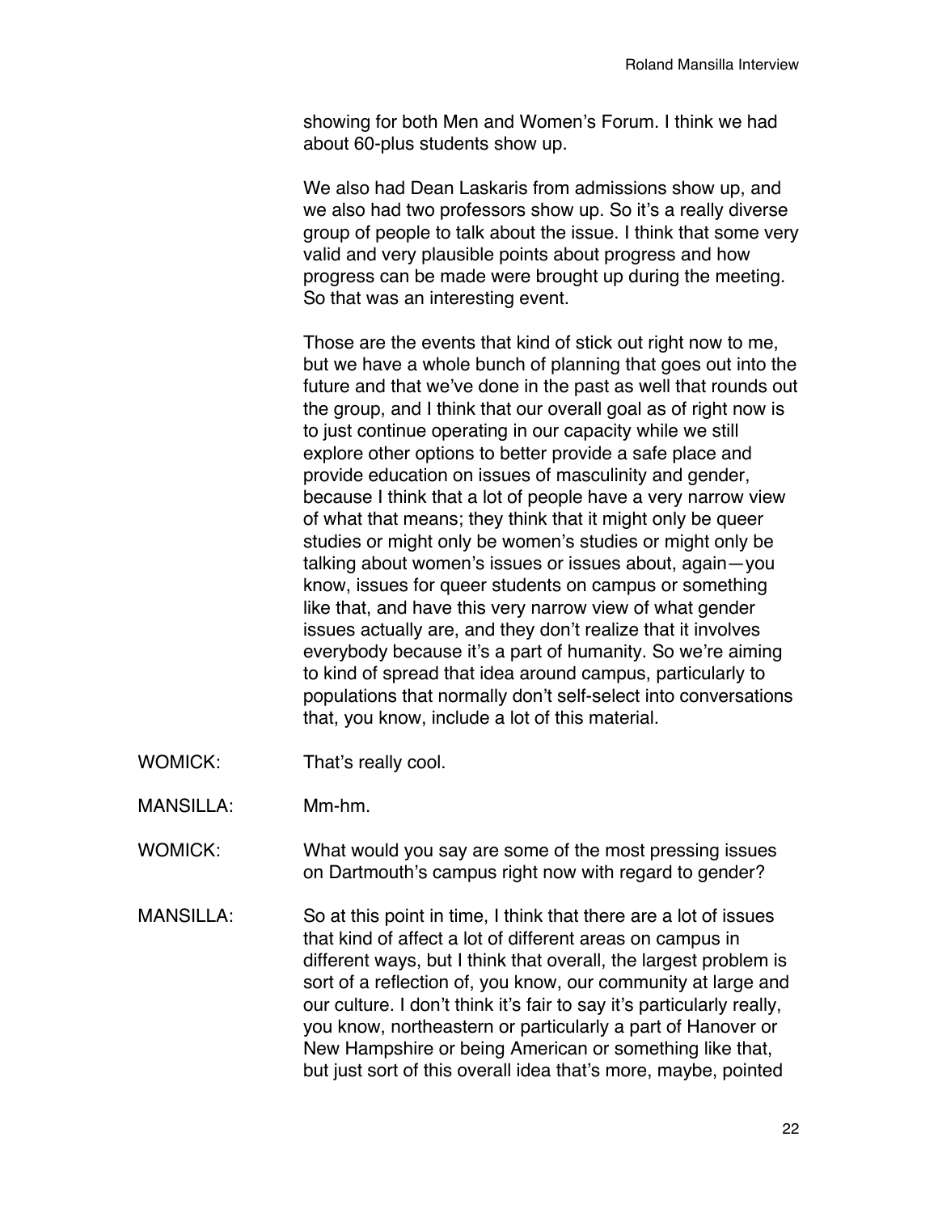showing for both Men and Women's Forum. I think we had about 60-plus students show up.

We also had Dean Laskaris from admissions show up, and we also had two professors show up. So it's a really diverse group of people to talk about the issue. I think that some very valid and very plausible points about progress and how progress can be made were brought up during the meeting. So that was an interesting event.

Those are the events that kind of stick out right now to me, but we have a whole bunch of planning that goes out into the future and that we've done in the past as well that rounds out the group, and I think that our overall goal as of right now is to just continue operating in our capacity while we still explore other options to better provide a safe place and provide education on issues of masculinity and gender, because I think that a lot of people have a very narrow view of what that means; they think that it might only be queer studies or might only be women's studies or might only be talking about women's issues or issues about, again—you know, issues for queer students on campus or something like that, and have this very narrow view of what gender issues actually are, and they don't realize that it involves everybody because it's a part of humanity. So we're aiming to kind of spread that idea around campus, particularly to populations that normally don't self-select into conversations that, you know, include a lot of this material.

WOMICK: That's really cool.

MANSILLA: Mm-hm.

WOMICK: What would you say are some of the most pressing issues on Dartmouth's campus right now with regard to gender?

MANSILLA: So at this point in time, I think that there are a lot of issues that kind of affect a lot of different areas on campus in different ways, but I think that overall, the largest problem is sort of a reflection of, you know, our community at large and our culture. I don't think it's fair to say it's particularly really, you know, northeastern or particularly a part of Hanover or New Hampshire or being American or something like that, but just sort of this overall idea that's more, maybe, pointed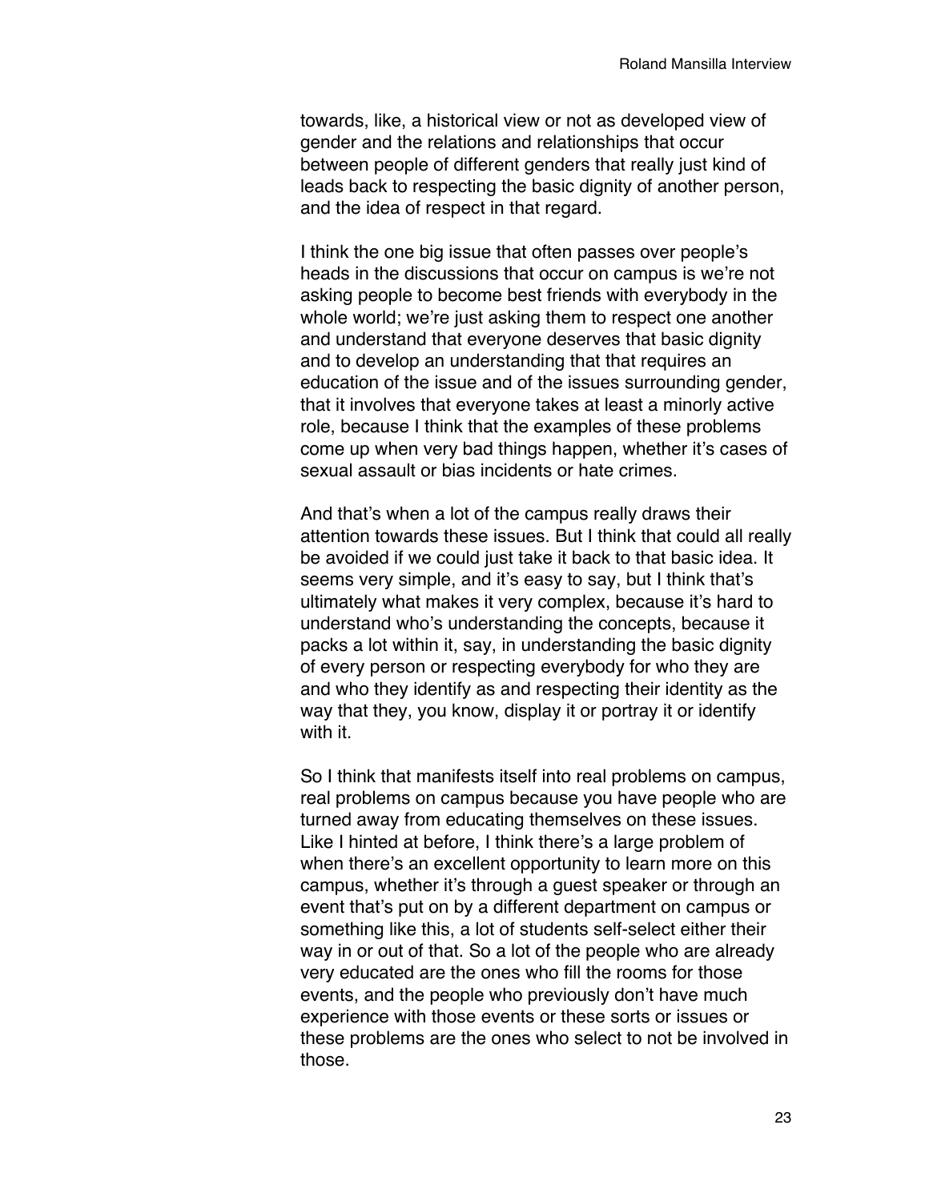towards, like, a historical view or not as developed view of gender and the relations and relationships that occur between people of different genders that really just kind of leads back to respecting the basic dignity of another person, and the idea of respect in that regard.

I think the one big issue that often passes over people's heads in the discussions that occur on campus is we're not asking people to become best friends with everybody in the whole world; we're just asking them to respect one another and understand that everyone deserves that basic dignity and to develop an understanding that that requires an education of the issue and of the issues surrounding gender, that it involves that everyone takes at least a minorly active role, because I think that the examples of these problems come up when very bad things happen, whether it's cases of sexual assault or bias incidents or hate crimes.

And that's when a lot of the campus really draws their attention towards these issues. But I think that could all really be avoided if we could just take it back to that basic idea. It seems very simple, and it's easy to say, but I think that's ultimately what makes it very complex, because it's hard to understand who's understanding the concepts, because it packs a lot within it, say, in understanding the basic dignity of every person or respecting everybody for who they are and who they identify as and respecting their identity as the way that they, you know, display it or portray it or identify with it.

So I think that manifests itself into real problems on campus, real problems on campus because you have people who are turned away from educating themselves on these issues. Like I hinted at before, I think there's a large problem of when there's an excellent opportunity to learn more on this campus, whether it's through a guest speaker or through an event that's put on by a different department on campus or something like this, a lot of students self-select either their way in or out of that. So a lot of the people who are already very educated are the ones who fill the rooms for those events, and the people who previously don't have much experience with those events or these sorts or issues or these problems are the ones who select to not be involved in those.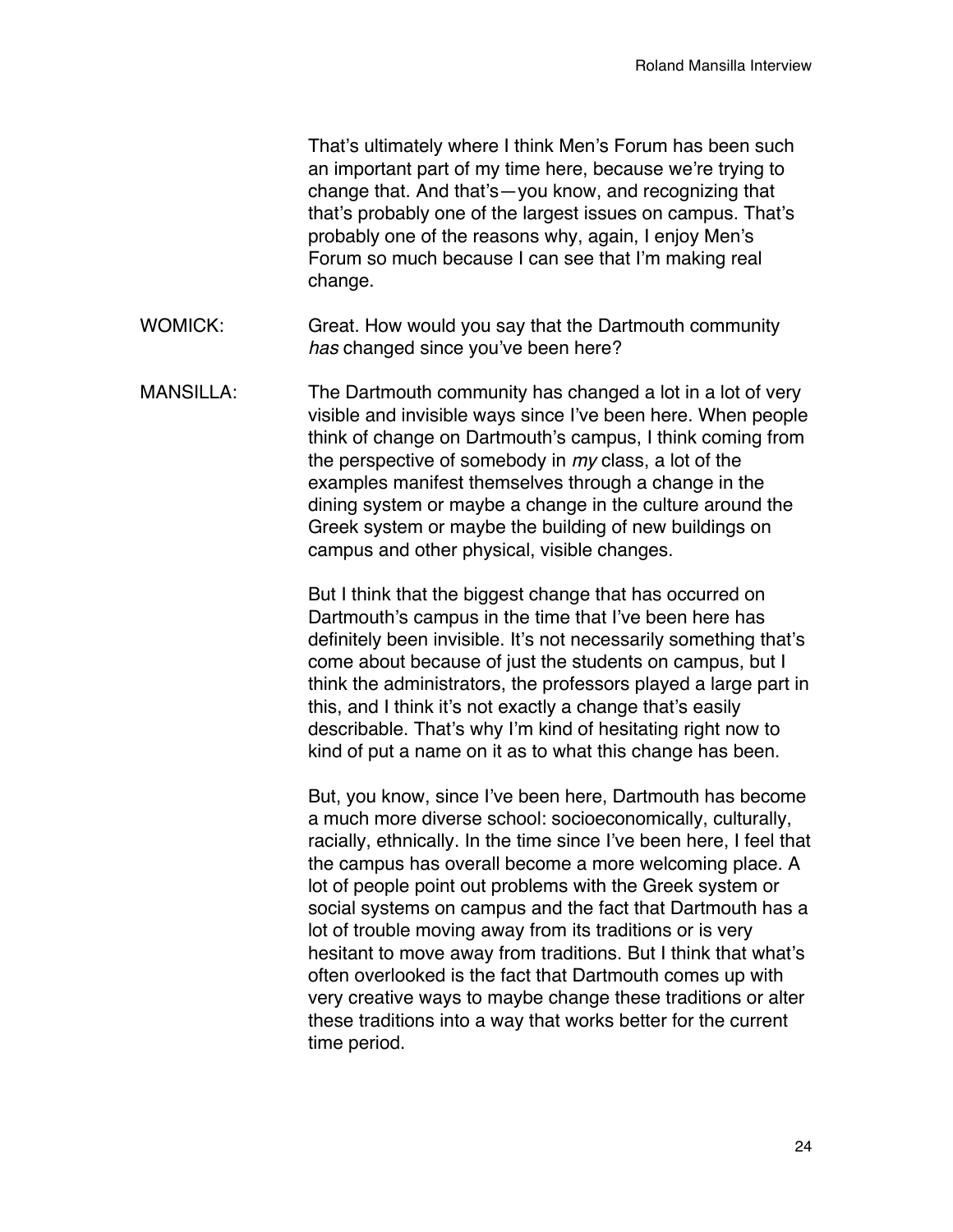That's ultimately where I think Men's Forum has been such an important part of my time here, because we're trying to change that. And that's—you know, and recognizing that that's probably one of the largest issues on campus. That's probably one of the reasons why, again, I enjoy Men's Forum so much because I can see that I'm making real change.

WOMICK: Great. How would you say that the Dartmouth community *has* changed since you've been here?

MANSILLA: The Dartmouth community has changed a lot in a lot of very visible and invisible ways since I've been here. When people think of change on Dartmouth's campus, I think coming from the perspective of somebody in *my* class, a lot of the examples manifest themselves through a change in the dining system or maybe a change in the culture around the Greek system or maybe the building of new buildings on campus and other physical, visible changes.

But I think that the biggest change that has occurred on Dartmouth's campus in the time that I've been here has definitely been invisible. It's not necessarily something that's come about because of just the students on campus, but I think the administrators, the professors played a large part in this, and I think it's not exactly a change that's easily describable. That's why I'm kind of hesitating right now to kind of put a name on it as to what this change has been.

But, you know, since I've been here, Dartmouth has become a much more diverse school: socioeconomically, culturally, racially, ethnically. In the time since I've been here, I feel that the campus has overall become a more welcoming place. A lot of people point out problems with the Greek system or social systems on campus and the fact that Dartmouth has a lot of trouble moving away from its traditions or is very hesitant to move away from traditions. But I think that what's often overlooked is the fact that Dartmouth comes up with very creative ways to maybe change these traditions or alter these traditions into a way that works better for the current time period.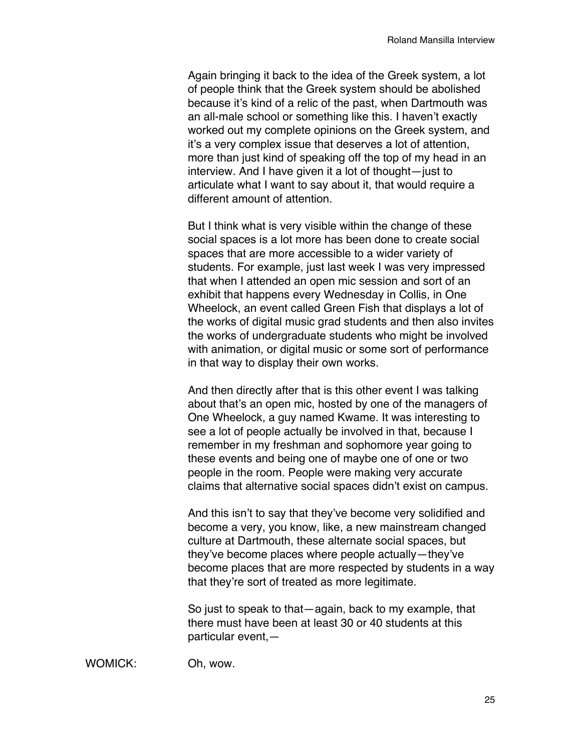Again bringing it back to the idea of the Greek system, a lot of people think that the Greek system should be abolished because it's kind of a relic of the past, when Dartmouth was an all-male school or something like this. I haven't exactly worked out my complete opinions on the Greek system, and it's a very complex issue that deserves a lot of attention, more than just kind of speaking off the top of my head in an interview. And I have given it a lot of thought—just to articulate what I want to say about it, that would require a different amount of attention.

But I think what is very visible within the change of these social spaces is a lot more has been done to create social spaces that are more accessible to a wider variety of students. For example, just last week I was very impressed that when I attended an open mic session and sort of an exhibit that happens every Wednesday in Collis, in One Wheelock, an event called Green Fish that displays a lot of the works of digital music grad students and then also invites the works of undergraduate students who might be involved with animation, or digital music or some sort of performance in that way to display their own works.

And then directly after that is this other event I was talking about that's an open mic, hosted by one of the managers of One Wheelock, a guy named Kwame. It was interesting to see a lot of people actually be involved in that, because I remember in my freshman and sophomore year going to these events and being one of maybe one of one or two people in the room. People were making very accurate claims that alternative social spaces didn't exist on campus.

And this isn't to say that they've become very solidified and become a very, you know, like, a new mainstream changed culture at Dartmouth, these alternate social spaces, but they've become places where people actually—they've become places that are more respected by students in a way that they're sort of treated as more legitimate.

So just to speak to that—again, back to my example, that there must have been at least 30 or 40 students at this particular event,—

WOMICK: Oh, wow.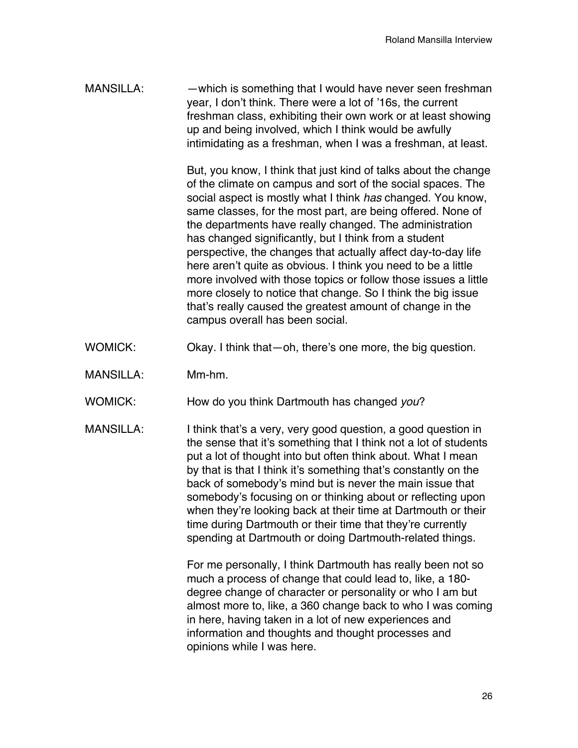MANSILLA: —which is something that I would have never seen freshman year, I don't think. There were a lot of '16s, the current freshman class, exhibiting their own work or at least showing up and being involved, which I think would be awfully intimidating as a freshman, when I was a freshman, at least.

But, you know, I think that just kind of talks about the change of the climate on campus and sort of the social spaces. The social aspect is mostly what I think *has* changed. You know, same classes, for the most part, are being offered. None of the departments have really changed. The administration has changed significantly, but I think from a student perspective, the changes that actually affect day-to-day life here aren't quite as obvious. I think you need to be a little more involved with those topics or follow those issues a little more closely to notice that change. So I think the big issue that's really caused the greatest amount of change in the campus overall has been social.

WOMICK: Okay. I think that—oh, there's one more, the big question.

MANSILLA: Mm-hm.

WOMICK: How do you think Dartmouth has changed *you*?

MANSILLA: I think that's a very, very good question, a good question in the sense that it's something that I think not a lot of students put a lot of thought into but often think about. What I mean by that is that I think it's something that's constantly on the back of somebody's mind but is never the main issue that somebody's focusing on or thinking about or reflecting upon when they're looking back at their time at Dartmouth or their time during Dartmouth or their time that they're currently spending at Dartmouth or doing Dartmouth-related things.

For me personally, I think Dartmouth has really been not so much a process of change that could lead to, like, a 180-degree change of character or personality or who I am but almost more to, like, a 360 change back to who I was coming in here, having taken in a lot of new experiences and information and thoughts and thought processes and opinions while I was here.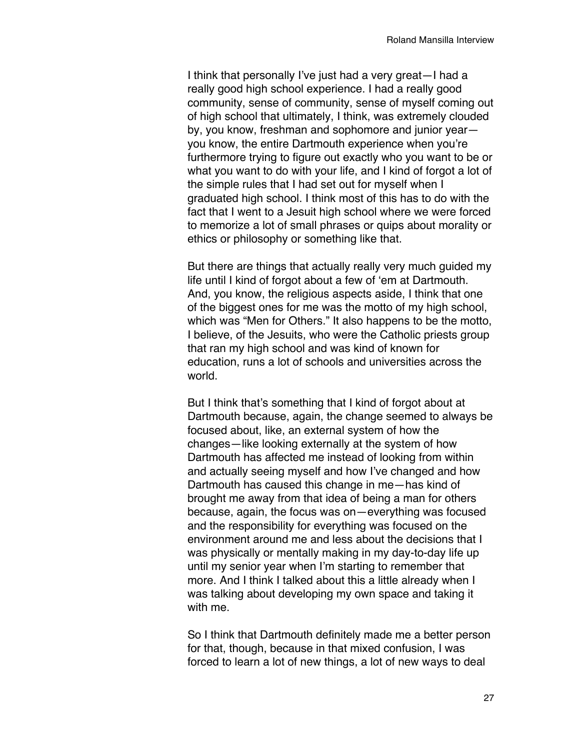I think that personally I've just had a very great—I had a really good high school experience. I had a really good community, sense of community, sense of myself coming out of high school that ultimately, I think, was extremely clouded by, you know, freshman and sophomore and junior year—you know, the entire Dartmouth experience when you're furthermore trying to figure out exactly who you want to be or what you want to do with your life, and I kind of forgot a lot of the simple rules that I had set out for myself when I graduated high school. I think most of this has to do with the fact that I went to a Jesuit high school where we were forced to memorize a lot of small phrases or quips about morality or ethics or philosophy or something like that.

But there are things that actually really very much guided my life until I kind of forgot about a few of 'em at Dartmouth. And, you know, the religious aspects aside, I think that one of the biggest ones for me was the motto of my high school, which was "Men for Others." It also happens to be the motto, I believe, of the Jesuits, who were the Catholic priests group that ran my high school and was kind of known for education, runs a lot of schools and universities across the world.

But I think that's something that I kind of forgot about at Dartmouth because, again, the change seemed to always be focused about, like, an external system of how the changes—like looking externally at the system of how Dartmouth has affected me instead of looking from within and actually seeing myself and how I've changed and how Dartmouth has caused this change in me—has kind of brought me away from that idea of being a man for others because, again, the focus was on—everything was focused and the responsibility for everything was focused on the environment around me and less about the decisions that I was physically or mentally making in my day-to-day life up until my senior year when I'm starting to remember that more. And I think I talked about this a little already when I was talking about developing my own space and taking it with me.

So I think that Dartmouth definitely made me a better person for that, though, because in that mixed confusion, I was forced to learn a lot of new things, a lot of new ways to deal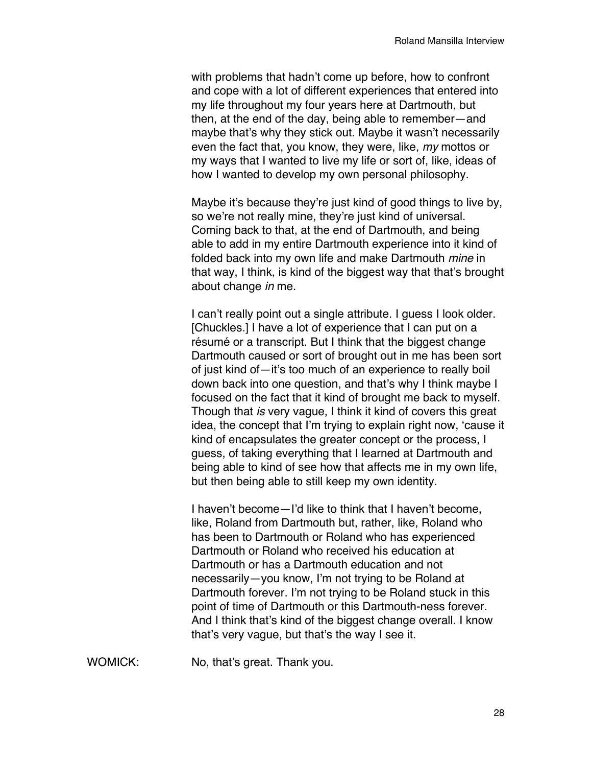with problems that hadn't come up before, how to confront and cope with a lot of different experiences that entered into my life throughout my four years here at Dartmouth, but then, at the end of the day, being able to remember—and maybe that's why they stick out. Maybe it wasn't necessarily even the fact that, you know, they were, like, *my* mottos or my ways that I wanted to live my life or sort of, like, ideas of how I wanted to develop my own personal philosophy.

Maybe it's because they're just kind of good things to live by, so we're not really mine, they're just kind of universal. Coming back to that, at the end of Dartmouth, and being able to add in my entire Dartmouth experience into it kind of folded back into my own life and make Dartmouth *mine* in that way, I think, is kind of the biggest way that that's brought about change *in* me.

I can't really point out a single attribute. I guess I look older. [Chuckles.] I have a lot of experience that I can put on a résumé or a transcript. But I think that the biggest change Dartmouth caused or sort of brought out in me has been sort of just kind of—it's too much of an experience to really boil down back into one question, and that's why I think maybe I focused on the fact that it kind of brought me back to myself. Though that *is* very vague, I think it kind of covers this great idea, the concept that I'm trying to explain right now, 'cause it kind of encapsulates the greater concept or the process, I guess, of taking everything that I learned at Dartmouth and being able to kind of see how that affects me in my own life, but then being able to still keep my own identity.

I haven't become—I'd like to think that I haven't become, like, Roland from Dartmouth but, rather, like, Roland who has been to Dartmouth or Roland who has experienced Dartmouth or Roland who received his education at Dartmouth or has a Dartmouth education and not necessarily—you know, I'm not trying to be Roland at Dartmouth forever. I'm not trying to be Roland stuck in this point of time of Dartmouth or this Dartmouth-ness forever. And I think that's kind of the biggest change overall. I know that's very vague, but that's the way I see it.

WOMICK: No, that's great. Thank you.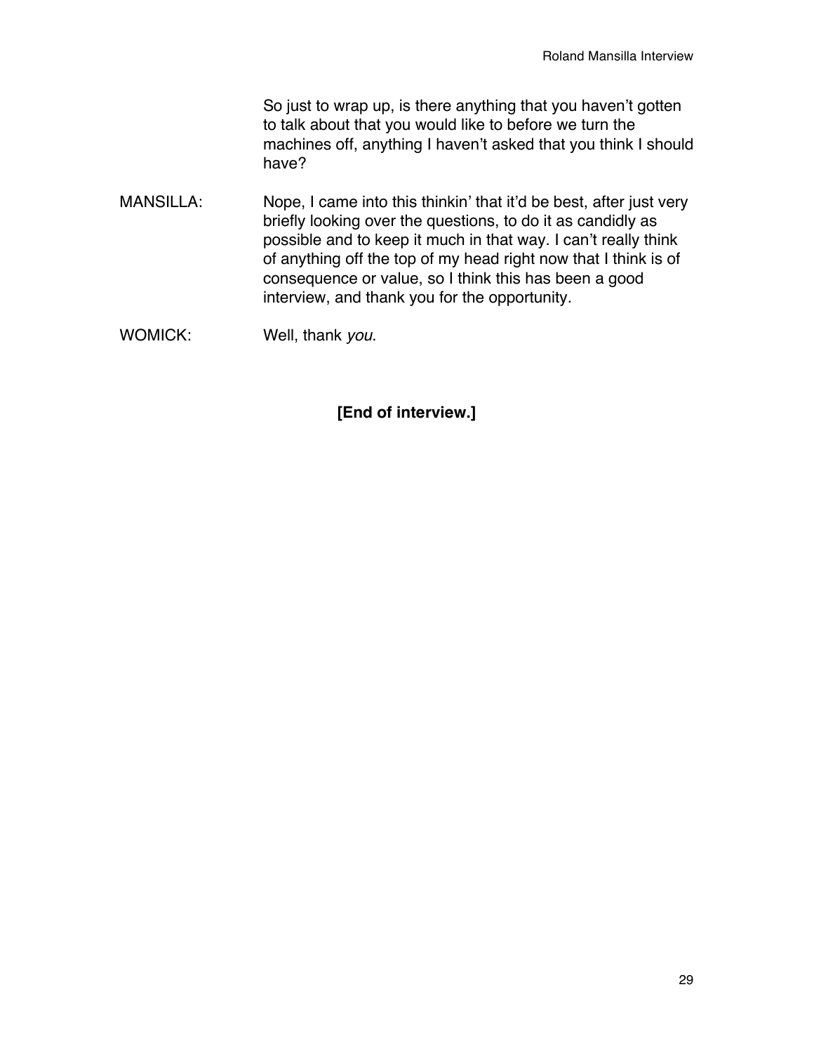So just to wrap up, is there anything that you haven't gotten to talk about that you would like to before we turn the machines off, anything I haven't asked that you think I should have?

MANSILLA: Nope, I came into this thinkin' that it'd be best, after just very briefly looking over the questions, to do it as candidly as possible and to keep it much in that way. I can't really think of anything off the top of my head right now that I think is of consequence or value, so I think this has been a good interview, and thank you for the opportunity.

WOMICK: Well, thank *you*.

**[End of interview.]**